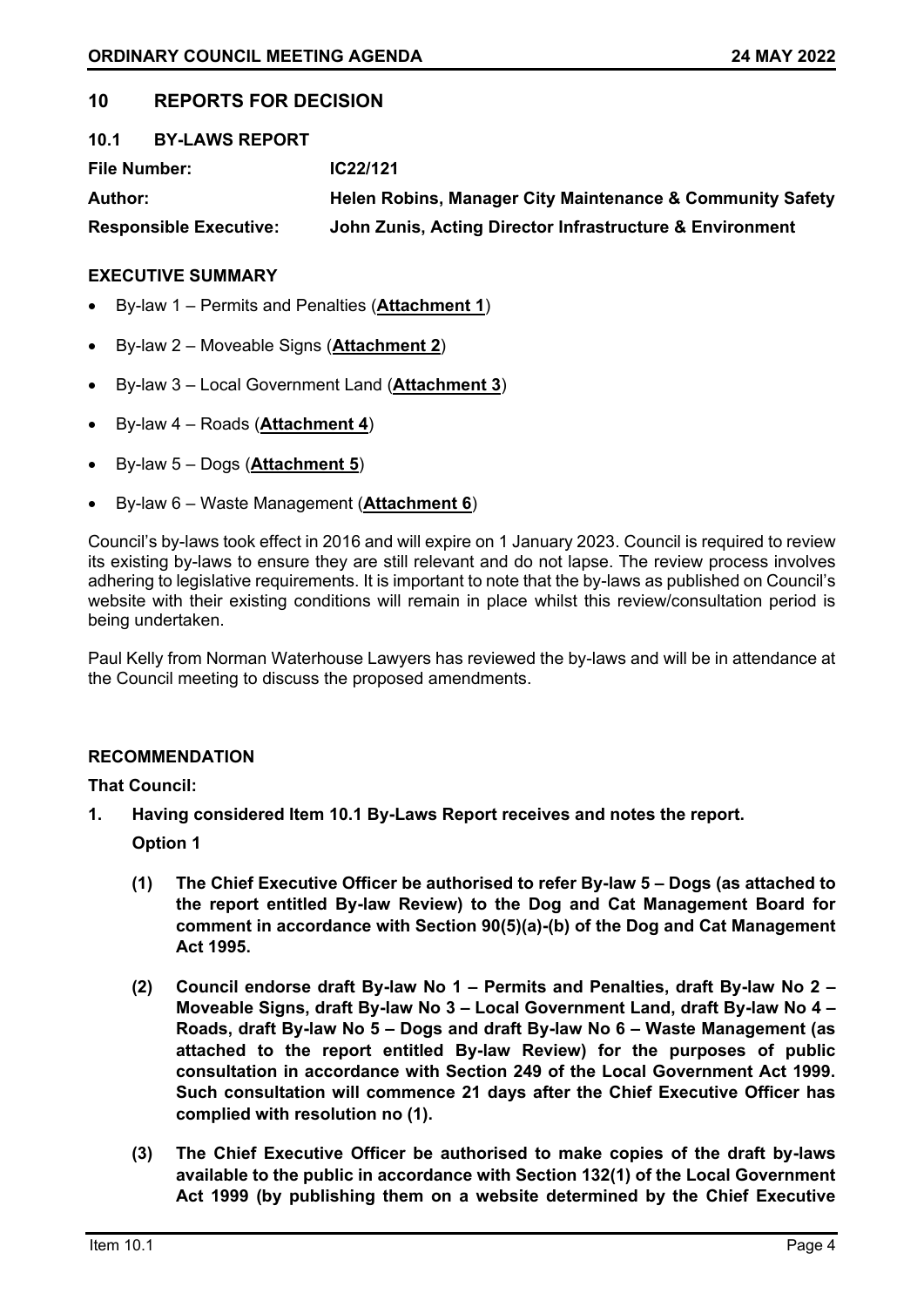## 10 REPORTS FOR DECISION

### 10.1 BY-LAWS REPORT

**File Number:** IC22/121

**Author:** Helen Robins, Manager City Maintenance & Community Safety

**Responsible Executive:** John Zunis, Acting Director Infrastructure & Environment

#### EXECUTIVE SUMMARY

- By-law 1 – Permits and Penalties (**Attachment 1**)
- By-law 2 – Moveable Signs (**Attachment 2**)
- By-law 3 – Local Government Land (**Attachment 3**)
- By-law 4 – Roads (**Attachment 4**)
- By-law 5 – Dogs (**Attachment 5**)
- By-law 6 – Waste Management (**Attachment 6**)

Council's by-laws took effect in 2016 and will expire on 1 January 2023. Council is required to review its existing by-laws to ensure they are still relevant and do not lapse. The review process involves adhering to legislative requirements. It is important to note that the by-laws as published on Council's website with their existing conditions will remain in place whilst this review/consultation period is being undertaken.

Paul Kelly from Norman Waterhouse Lawyers has reviewed the by-laws and will be in attendance at the Council meeting to discuss the proposed amendments.

#### RECOMMENDATION

**That Council:**

**1. Having considered Item 10.1 By-Laws Report receives and notes the report.**

**Option 1**

**(1) The Chief Executive Officer be authorised to refer By-law 5 – Dogs (as attached to the report entitled By-law Review) to the Dog and Cat Management Board for comment in accordance with Section 90(5)(a)-(b) of the Dog and Cat Management Act 1995.**

**(2) Council endorse draft By-law No 1 – Permits and Penalties, draft By-law No 2 – Moveable Signs, draft By-law No 3 – Local Government Land, draft By-law No 4 – Roads, draft By-law No 5 – Dogs and draft By-law No 6 – Waste Management (as attached to the report entitled By-law Review) for the purposes of public consultation in accordance with Section 249 of the Local Government Act 1999. Such consultation will commence 21 days after the Chief Executive Officer has complied with resolution no (1).**

**(3) The Chief Executive Officer be authorised to make copies of the draft by-laws available to the public in accordance with Section 132(1) of the Local Government Act 1999 (by publishing them on a website determined by the Chief Executive**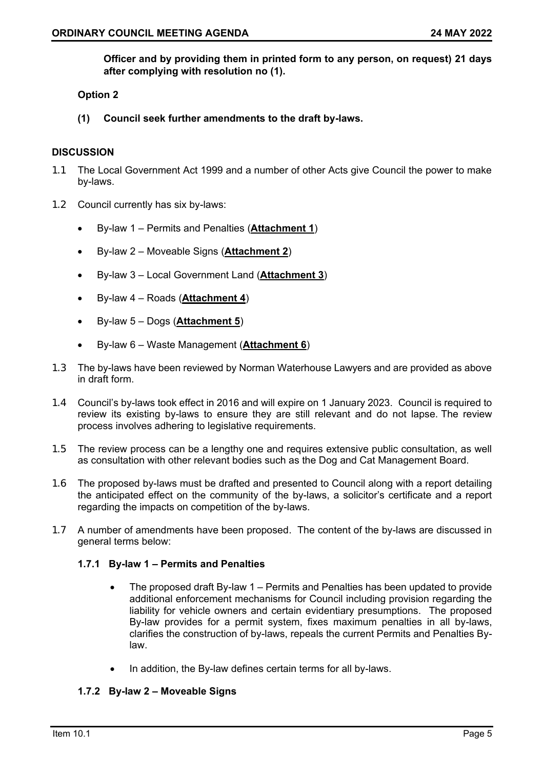**Officer and by providing them in printed form to any person, on request) 21 days after complying with resolution no (1).**

**Option 2**

**(1) Council seek further amendments to the draft by-laws.**

**DISCUSSION**

1.1 The Local Government Act 1999 and a number of other Acts give Council the power to make by-laws.

1.2 Council currently has six by-laws:

- By-law 1 – Permits and Penalties (**Attachment 1**)
- By-law 2 – Moveable Signs (**Attachment 2**)
- By-law 3 – Local Government Land (**Attachment 3**)
- By-law 4 – Roads (**Attachment 4**)
- By-law 5 – Dogs (**Attachment 5**)
- By-law 6 – Waste Management (**Attachment 6**)

1.3 The by-laws have been reviewed by Norman Waterhouse Lawyers and are provided as above in draft form.

1.4 Council's by-laws took effect in 2016 and will expire on 1 January 2023. Council is required to review its existing by-laws to ensure they are still relevant and do not lapse. The review process involves adhering to legislative requirements.

1.5 The review process can be a lengthy one and requires extensive public consultation, as well as consultation with other relevant bodies such as the Dog and Cat Management Board.

1.6 The proposed by-laws must be drafted and presented to Council along with a report detailing the anticipated effect on the community of the by-laws, a solicitor's certificate and a report regarding the impacts on competition of the by-laws.

1.7 A number of amendments have been proposed. The content of the by-laws are discussed in general terms below:

**1.7.1 By-law 1 – Permits and Penalties**

- The proposed draft By-law 1 – Permits and Penalties has been updated to provide additional enforcement mechanisms for Council including provision regarding the liability for vehicle owners and certain evidentiary presumptions. The proposed By-law provides for a permit system, fixes maximum penalties in all by-laws, clarifies the construction of by-laws, repeals the current Permits and Penalties By-law.
- In addition, the By-law defines certain terms for all by-laws.

**1.7.2 By-law 2 – Moveable Signs**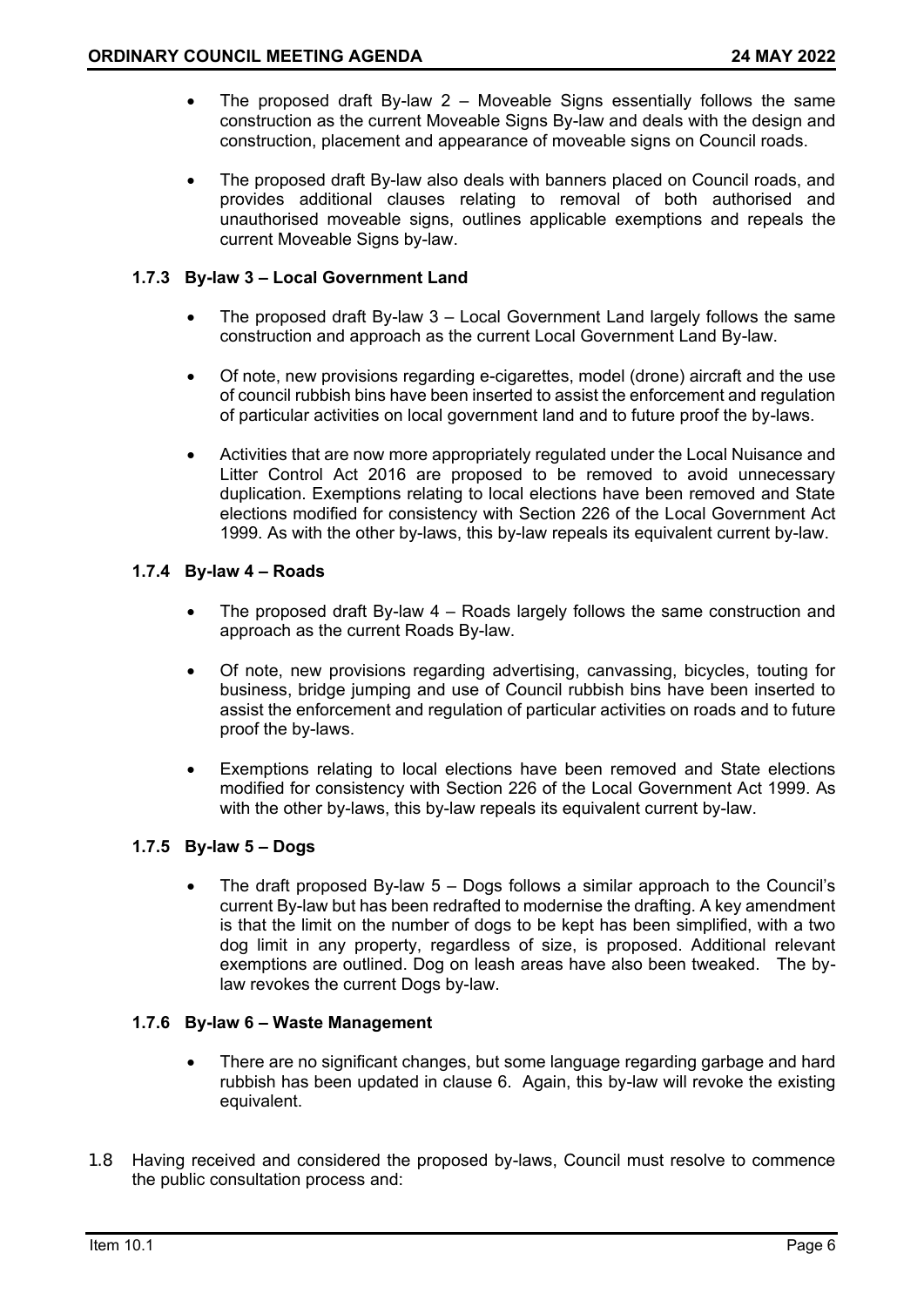- The proposed draft By-law 2 – Moveable Signs essentially follows the same construction as the current Moveable Signs By-law and deals with the design and construction, placement and appearance of moveable signs on Council roads.

- The proposed draft By-law also deals with banners placed on Council roads, and provides additional clauses relating to removal of both authorised and unauthorised moveable signs, outlines applicable exemptions and repeals the current Moveable Signs by-law.

### 1.7.3 By-law 3 – Local Government Land

- The proposed draft By-law 3 – Local Government Land largely follows the same construction and approach as the current Local Government Land By-law.

- Of note, new provisions regarding e-cigarettes, model (drone) aircraft and the use of council rubbish bins have been inserted to assist the enforcement and regulation of particular activities on local government land and to future proof the by-laws.

- Activities that are now more appropriately regulated under the Local Nuisance and Litter Control Act 2016 are proposed to be removed to avoid unnecessary duplication. Exemptions relating to local elections have been removed and State elections modified for consistency with Section 226 of the Local Government Act 1999. As with the other by-laws, this by-law repeals its equivalent current by-law.

### 1.7.4 By-law 4 – Roads

- The proposed draft By-law 4 – Roads largely follows the same construction and approach as the current Roads By-law.

- Of note, new provisions regarding advertising, canvassing, bicycles, touting for business, bridge jumping and use of Council rubbish bins have been inserted to assist the enforcement and regulation of particular activities on roads and to future proof the by-laws.

- Exemptions relating to local elections have been removed and State elections modified for consistency with Section 226 of the Local Government Act 1999. As with the other by-laws, this by-law repeals its equivalent current by-law.

### 1.7.5 By-law 5 – Dogs

- The draft proposed By-law 5 – Dogs follows a similar approach to the Council's current By-law but has been redrafted to modernise the drafting. A key amendment is that the limit on the number of dogs to be kept has been simplified, with a two dog limit in any property, regardless of size, is proposed. Additional relevant exemptions are outlined. Dog on leash areas have also been tweaked. The by-law revokes the current Dogs by-law.

### 1.7.6 By-law 6 – Waste Management

- There are no significant changes, but some language regarding garbage and hard rubbish has been updated in clause 6. Again, this by-law will revoke the existing equivalent.

1.8 Having received and considered the proposed by-laws, Council must resolve to commence the public consultation process and: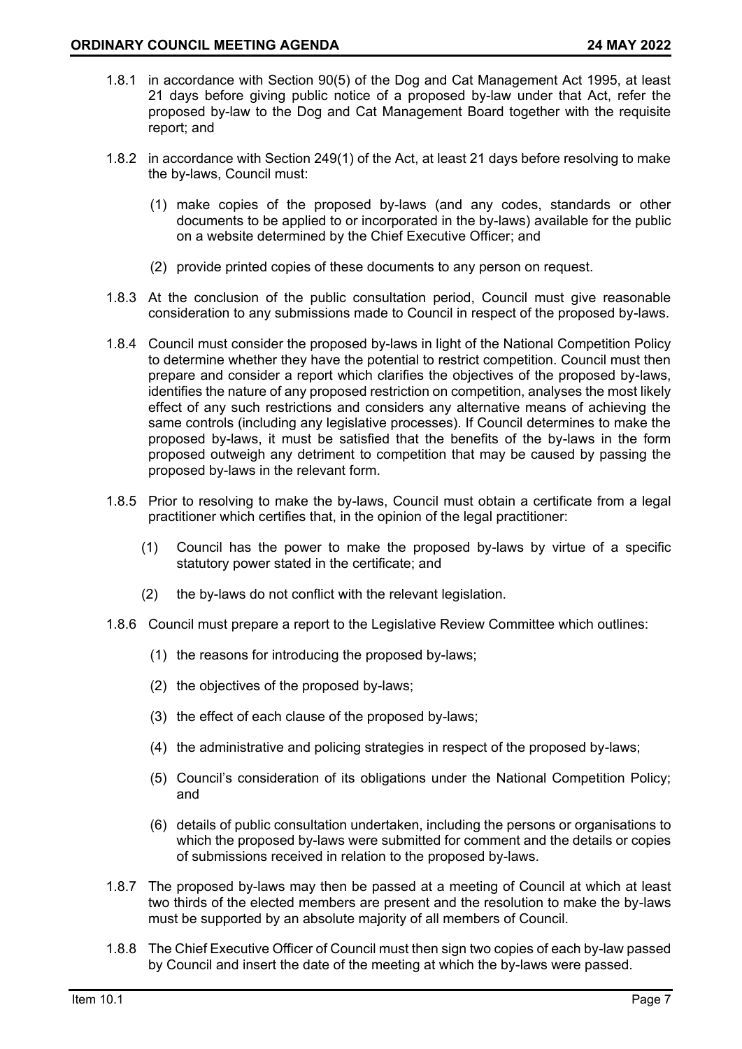1.8.1 in accordance with Section 90(5) of the Dog and Cat Management Act 1995, at least 21 days before giving public notice of a proposed by-law under that Act, refer the proposed by-law to the Dog and Cat Management Board together with the requisite report; and

1.8.2 in accordance with Section 249(1) of the Act, at least 21 days before resolving to make the by-laws, Council must:

(1) make copies of the proposed by-laws (and any codes, standards or other documents to be applied to or incorporated in the by-laws) available for the public on a website determined by the Chief Executive Officer; and

(2) provide printed copies of these documents to any person on request.

1.8.3 At the conclusion of the public consultation period, Council must give reasonable consideration to any submissions made to Council in respect of the proposed by-laws.

1.8.4 Council must consider the proposed by-laws in light of the National Competition Policy to determine whether they have the potential to restrict competition. Council must then prepare and consider a report which clarifies the objectives of the proposed by-laws, identifies the nature of any proposed restriction on competition, analyses the most likely effect of any such restrictions and considers any alternative means of achieving the same controls (including any legislative processes). If Council determines to make the proposed by-laws, it must be satisfied that the benefits of the by-laws in the form proposed outweigh any detriment to competition that may be caused by passing the proposed by-laws in the relevant form.

1.8.5 Prior to resolving to make the by-laws, Council must obtain a certificate from a legal practitioner which certifies that, in the opinion of the legal practitioner:

(1) Council has the power to make the proposed by-laws by virtue of a specific statutory power stated in the certificate; and

(2) the by-laws do not conflict with the relevant legislation.

1.8.6 Council must prepare a report to the Legislative Review Committee which outlines:

(1) the reasons for introducing the proposed by-laws;

(2) the objectives of the proposed by-laws;

(3) the effect of each clause of the proposed by-laws;

(4) the administrative and policing strategies in respect of the proposed by-laws;

(5) Council's consideration of its obligations under the National Competition Policy; and

(6) details of public consultation undertaken, including the persons or organisations to which the proposed by-laws were submitted for comment and the details or copies of submissions received in relation to the proposed by-laws.

1.8.7 The proposed by-laws may then be passed at a meeting of Council at which at least two thirds of the elected members are present and the resolution to make the by-laws must be supported by an absolute majority of all members of Council.

1.8.8 The Chief Executive Officer of Council must then sign two copies of each by-law passed by Council and insert the date of the meeting at which the by-laws were passed.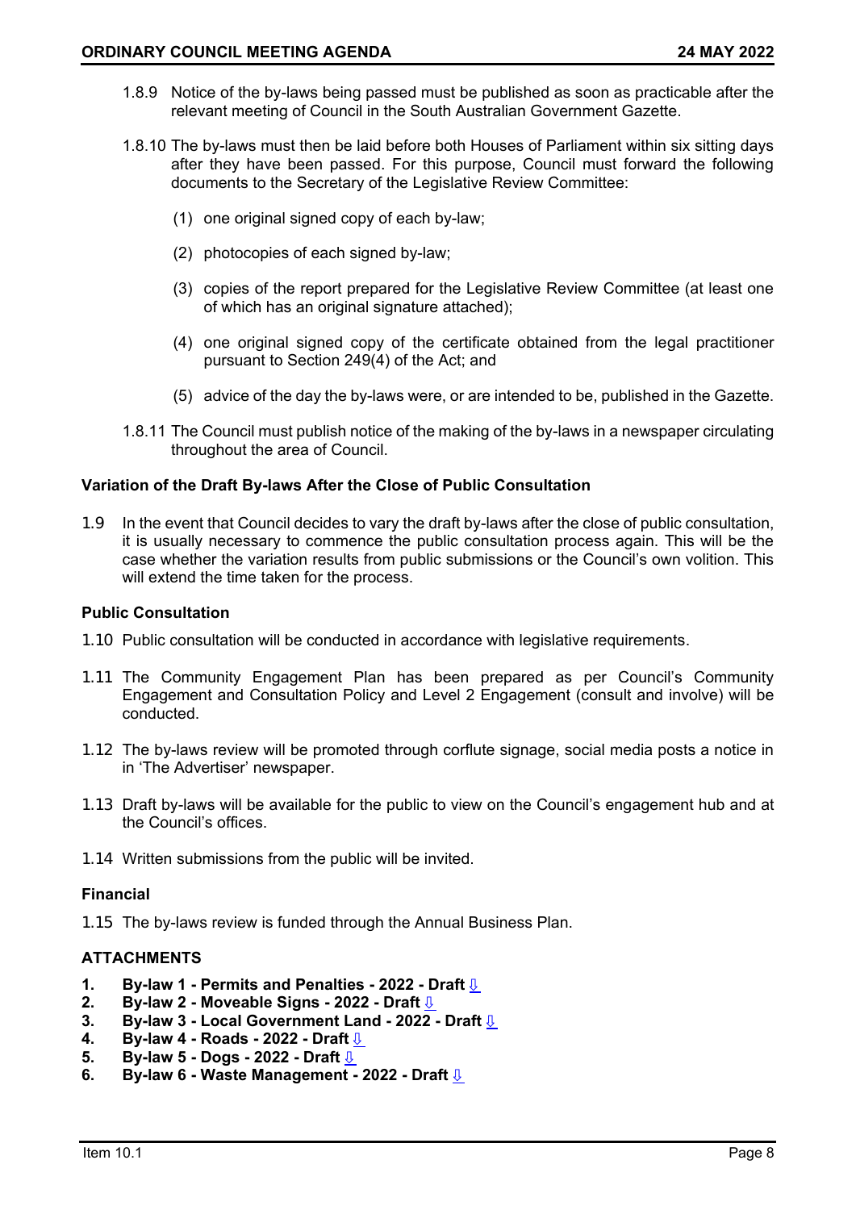1.8.9 Notice of the by-laws being passed must be published as soon as practicable after the relevant meeting of Council in the South Australian Government Gazette.

1.8.10 The by-laws must then be laid before both Houses of Parliament within six sitting days after they have been passed. For this purpose, Council must forward the following documents to the Secretary of the Legislative Review Committee:

(1) one original signed copy of each by-law;

(2) photocopies of each signed by-law;

(3) copies of the report prepared for the Legislative Review Committee (at least one of which has an original signature attached);

(4) one original signed copy of the certificate obtained from the legal practitioner pursuant to Section 249(4) of the Act; and

(5) advice of the day the by-laws were, or are intended to be, published in the Gazette.

1.8.11 The Council must publish notice of the making of the by-laws in a newspaper circulating throughout the area of Council.

**Variation of the Draft By-laws After the Close of Public Consultation**

1.9 In the event that Council decides to vary the draft by-laws after the close of public consultation, it is usually necessary to commence the public consultation process again. This will be the case whether the variation results from public submissions or the Council's own volition. This will extend the time taken for the process.

**Public Consultation**

1.10 Public consultation will be conducted in accordance with legislative requirements.

1.11 The Community Engagement Plan has been prepared as per Council's Community Engagement and Consultation Policy and Level 2 Engagement (consult and involve) will be conducted.

1.12 The by-laws review will be promoted through corflute signage, social media posts a notice in in 'The Advertiser' newspaper.

1.13 Draft by-laws will be available for the public to view on the Council's engagement hub and at the Council's offices.

1.14 Written submissions from the public will be invited.

**Financial**

1.15 The by-laws review is funded through the Annual Business Plan.

**ATTACHMENTS**

1. **By-law 1 - Permits and Penalties - 2022 - Draft ⇩**
2. **By-law 2 - Moveable Signs - 2022 - Draft ⇩**
3. **By-law 3 - Local Government Land - 2022 - Draft ⇩**
4. **By-law 4 - Roads - 2022 - Draft ⇩**
5. **By-law 5 - Dogs - 2022 - Draft ⇩**
6. **By-law 6 - Waste Management - 2022 - Draft ⇩**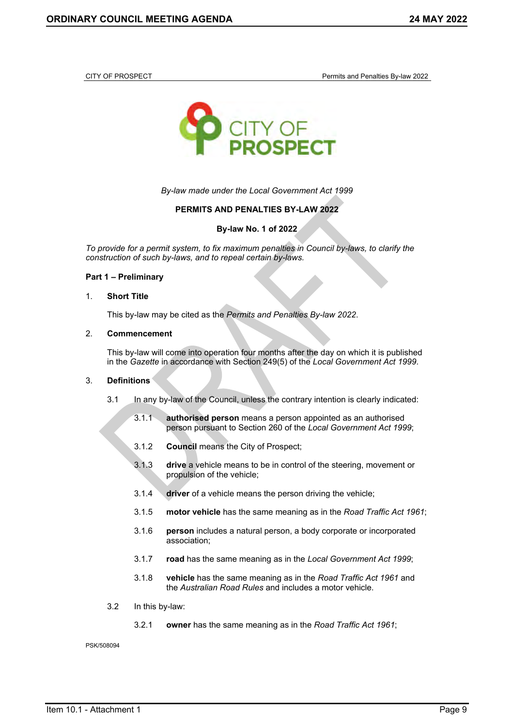*By-law made under the Local Government Act 1999*

**PERMITS AND PENALTIES BY-LAW 2022**

**By-law No. 1 of 2022**

*To provide for a permit system, to fix maximum penalties in Council by-laws, to clarify the construction of such by-laws, and to repeal certain by-laws.*

**Part 1 – Preliminary**

1. **Short Title**

   This by-law may be cited as the *Permits and Penalties By-law 2022*.

2. **Commencement**

   This by-law will come into operation four months after the day on which it is published in the *Gazette* in accordance with Section 249(5) of the *Local Government Act 1999*.

3. **Definitions**

   3.1 In any by-law of the Council, unless the contrary intention is clearly indicated:

   3.1.1 **authorised person** means a person appointed as an authorised person pursuant to Section 260 of the *Local Government Act 1999*;

   3.1.2 **Council** means the City of Prospect;

   3.1.3 **drive** a vehicle means to be in control of the steering, movement or propulsion of the vehicle;

   3.1.4 **driver** of a vehicle means the person driving the vehicle;

   3.1.5 **motor vehicle** has the same meaning as in the *Road Traffic Act 1961*;

   3.1.6 **person** includes a natural person, a body corporate or incorporated association;

   3.1.7 **road** has the same meaning as in the *Local Government Act 1999*;

   3.1.8 **vehicle** has the same meaning as in the *Road Traffic Act 1961* and the *Australian Road Rules* and includes a motor vehicle.

   3.2 In this by-law:

   3.2.1 **owner** has the same meaning as in the *Road Traffic Act 1961*;

PSK/508094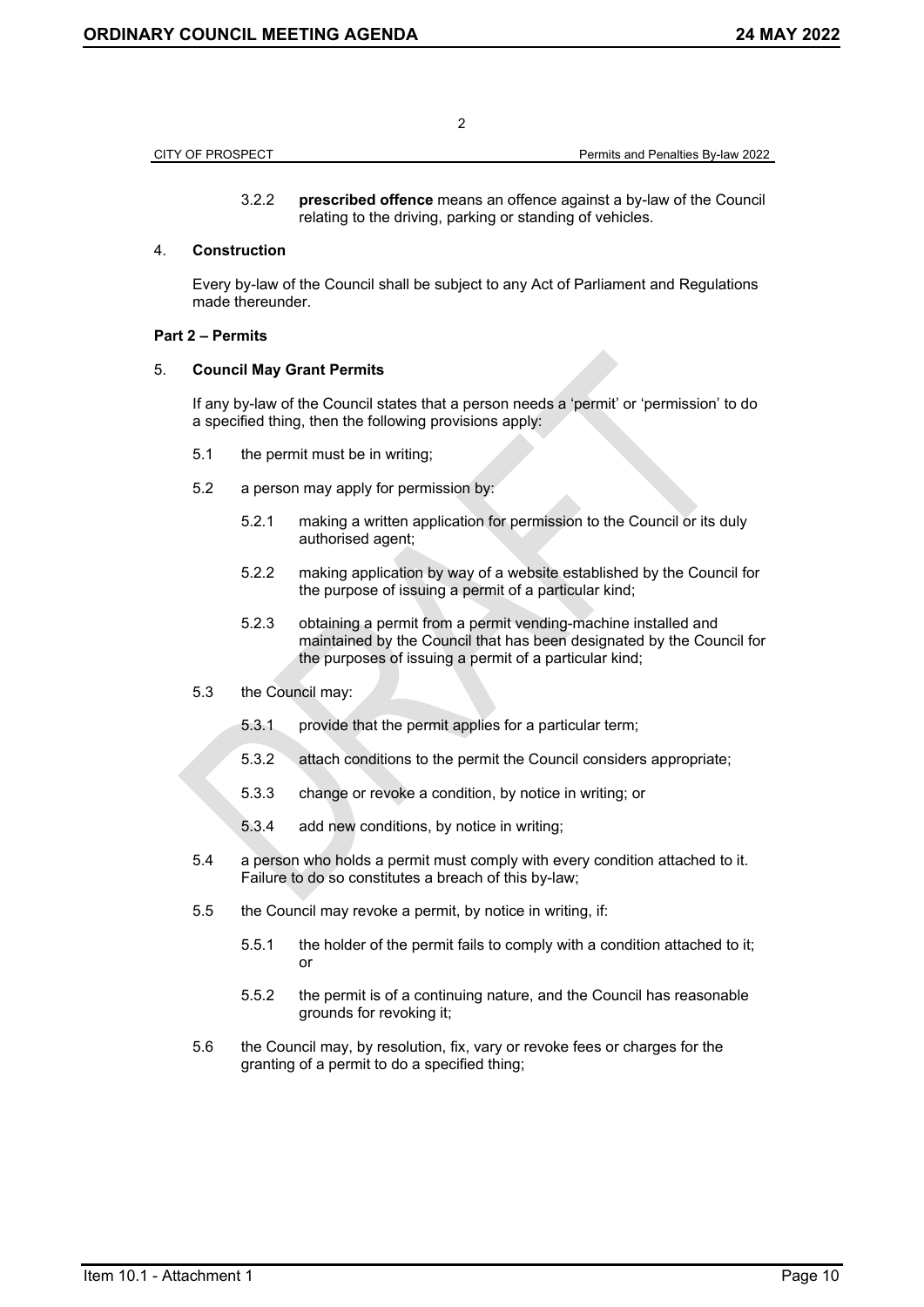3.2.2 **prescribed offence** means an offence against a by-law of the Council relating to the driving, parking or standing of vehicles.

4. **Construction**

Every by-law of the Council shall be subject to any Act of Parliament and Regulations made thereunder.

**Part 2 – Permits**

5. **Council May Grant Permits**

If any by-law of the Council states that a person needs a 'permit' or 'permission' to do a specified thing, then the following provisions apply:

5.1 the permit must be in writing;

5.2 a person may apply for permission by:

5.2.1 making a written application for permission to the Council or its duly authorised agent;

5.2.2 making application by way of a website established by the Council for the purpose of issuing a permit of a particular kind;

5.2.3 obtaining a permit from a permit vending-machine installed and maintained by the Council that has been designated by the Council for the purposes of issuing a permit of a particular kind;

5.3 the Council may:

5.3.1 provide that the permit applies for a particular term;

5.3.2 attach conditions to the permit the Council considers appropriate;

5.3.3 change or revoke a condition, by notice in writing; or

5.3.4 add new conditions, by notice in writing;

5.4 a person who holds a permit must comply with every condition attached to it. Failure to do so constitutes a breach of this by-law;

5.5 the Council may revoke a permit, by notice in writing, if:

5.5.1 the holder of the permit fails to comply with a condition attached to it; or

5.5.2 the permit is of a continuing nature, and the Council has reasonable grounds for revoking it;

5.6 the Council may, by resolution, fix, vary or revoke fees or charges for the granting of a permit to do a specified thing;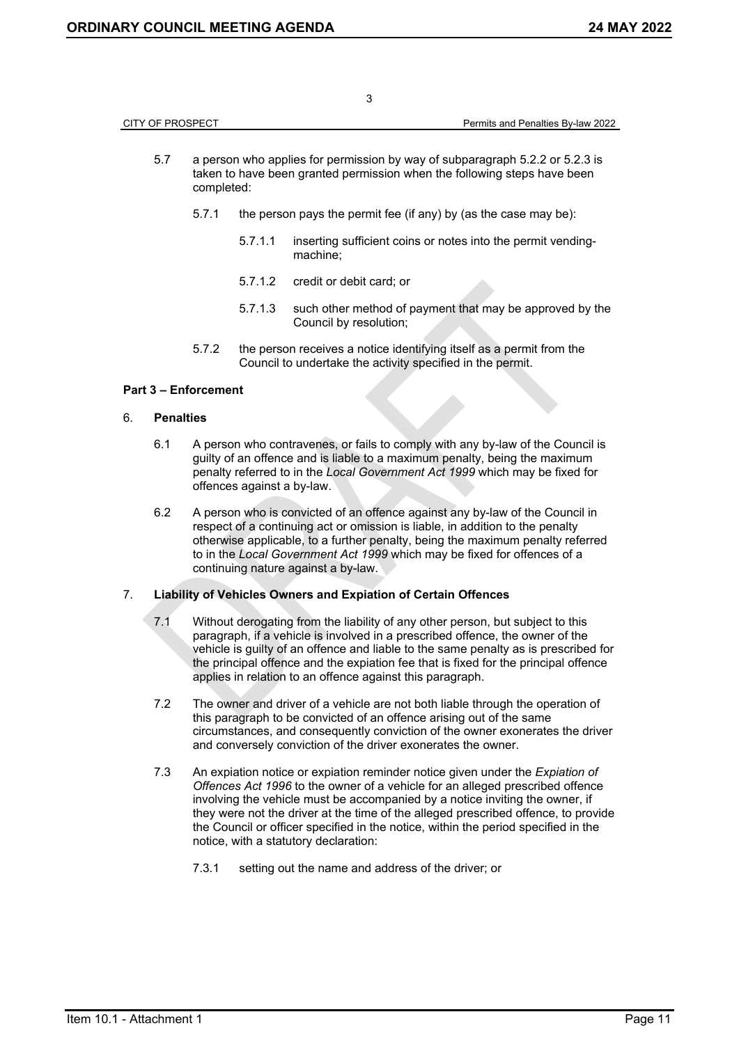5.7 a person who applies for permission by way of subparagraph 5.2.2 or 5.2.3 is taken to have been granted permission when the following steps have been completed:

5.7.1 the person pays the permit fee (if any) by (as the case may be):

5.7.1.1 inserting sufficient coins or notes into the permit vending-machine;

5.7.1.2 credit or debit card; or

5.7.1.3 such other method of payment that may be approved by the Council by resolution;

5.7.2 the person receives a notice identifying itself as a permit from the Council to undertake the activity specified in the permit.

**Part 3 – Enforcement**

6. **Penalties**

6.1 A person who contravenes, or fails to comply with any by-law of the Council is guilty of an offence and is liable to a maximum penalty, being the maximum penalty referred to in the *Local Government Act 1999* which may be fixed for offences against a by-law.

6.2 A person who is convicted of an offence against any by-law of the Council in respect of a continuing act or omission is liable, in addition to the penalty otherwise applicable, to a further penalty, being the maximum penalty referred to in the *Local Government Act 1999* which may be fixed for offences of a continuing nature against a by-law.

7. **Liability of Vehicles Owners and Expiation of Certain Offences**

7.1 Without derogating from the liability of any other person, but subject to this paragraph, if a vehicle is involved in a prescribed offence, the owner of the vehicle is guilty of an offence and liable to the same penalty as is prescribed for the principal offence and the expiation fee that is fixed for the principal offence applies in relation to an offence against this paragraph.

7.2 The owner and driver of a vehicle are not both liable through the operation of this paragraph to be convicted of an offence arising out of the same circumstances, and consequently conviction of the owner exonerates the driver and conversely conviction of the driver exonerates the owner.

7.3 An expiation notice or expiation reminder notice given under the *Expiation of Offences Act 1996* to the owner of a vehicle for an alleged prescribed offence involving the vehicle must be accompanied by a notice inviting the owner, if they were not the driver at the time of the alleged prescribed offence, to provide the Council or officer specified in the notice, within the period specified in the notice, with a statutory declaration:

7.3.1 setting out the name and address of the driver; or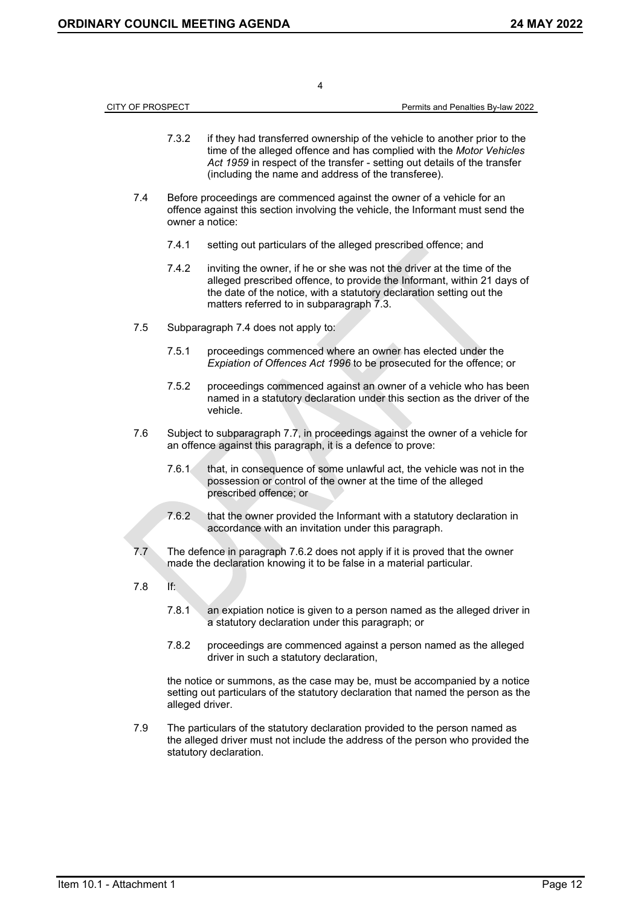7.3.2 if they had transferred ownership of the vehicle to another prior to the time of the alleged offence and has complied with the *Motor Vehicles Act 1959* in respect of the transfer - setting out details of the transfer (including the name and address of the transferee).

7.4 Before proceedings are commenced against the owner of a vehicle for an offence against this section involving the vehicle, the Informant must send the owner a notice:

7.4.1 setting out particulars of the alleged prescribed offence; and

7.4.2 inviting the owner, if he or she was not the driver at the time of the alleged prescribed offence, to provide the Informant, within 21 days of the date of the notice, with a statutory declaration setting out the matters referred to in subparagraph 7.3.

7.5 Subparagraph 7.4 does not apply to:

7.5.1 proceedings commenced where an owner has elected under the *Expiation of Offences Act 1996* to be prosecuted for the offence; or

7.5.2 proceedings commenced against an owner of a vehicle who has been named in a statutory declaration under this section as the driver of the vehicle.

7.6 Subject to subparagraph 7.7, in proceedings against the owner of a vehicle for an offence against this paragraph, it is a defence to prove:

7.6.1 that, in consequence of some unlawful act, the vehicle was not in the possession or control of the owner at the time of the alleged prescribed offence; or

7.6.2 that the owner provided the Informant with a statutory declaration in accordance with an invitation under this paragraph.

7.7 The defence in paragraph 7.6.2 does not apply if it is proved that the owner made the declaration knowing it to be false in a material particular.

7.8 If:

7.8.1 an expiation notice is given to a person named as the alleged driver in a statutory declaration under this paragraph; or

7.8.2 proceedings are commenced against a person named as the alleged driver in such a statutory declaration,

the notice or summons, as the case may be, must be accompanied by a notice setting out particulars of the statutory declaration that named the person as the alleged driver.

7.9 The particulars of the statutory declaration provided to the person named as the alleged driver must not include the address of the person who provided the statutory declaration.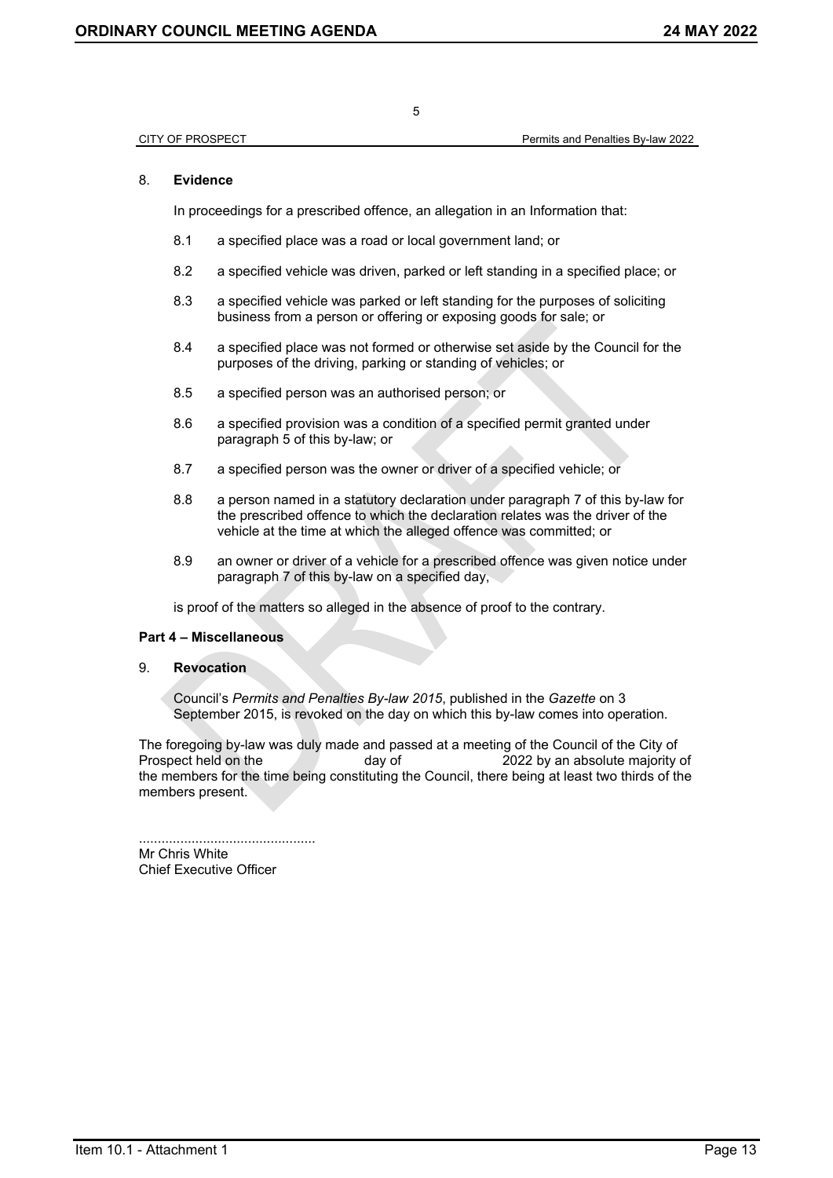## 8. Evidence

In proceedings for a prescribed offence, an allegation in an Information that:

8.1 a specified place was a road or local government land; or

8.2 a specified vehicle was driven, parked or left standing in a specified place; or

8.3 a specified vehicle was parked or left standing for the purposes of soliciting business from a person or offering or exposing goods for sale; or

8.4 a specified place was not formed or otherwise set aside by the Council for the purposes of the driving, parking or standing of vehicles; or

8.5 a specified person was an authorised person; or

8.6 a specified provision was a condition of a specified permit granted under paragraph 5 of this by-law; or

8.7 a specified person was the owner or driver of a specified vehicle; or

8.8 a person named in a statutory declaration under paragraph 7 of this by-law for the prescribed offence to which the declaration relates was the driver of the vehicle at the time at which the alleged offence was committed; or

8.9 an owner or driver of a vehicle for a prescribed offence was given notice under paragraph 7 of this by-law on a specified day,

is proof of the matters so alleged in the absence of proof to the contrary.

## Part 4 – Miscellaneous

## 9. Revocation

Council's *Permits and Penalties By-law 2015*, published in the *Gazette* on 3 September 2015, is revoked on the day on which this by-law comes into operation.

The foregoing by-law was duly made and passed at a meeting of the Council of the City of Prospect held on the day of 2022 by an absolute majority of the members for the time being constituting the Council, there being at least two thirds of the members present.

..............................................
Mr Chris White
Chief Executive Officer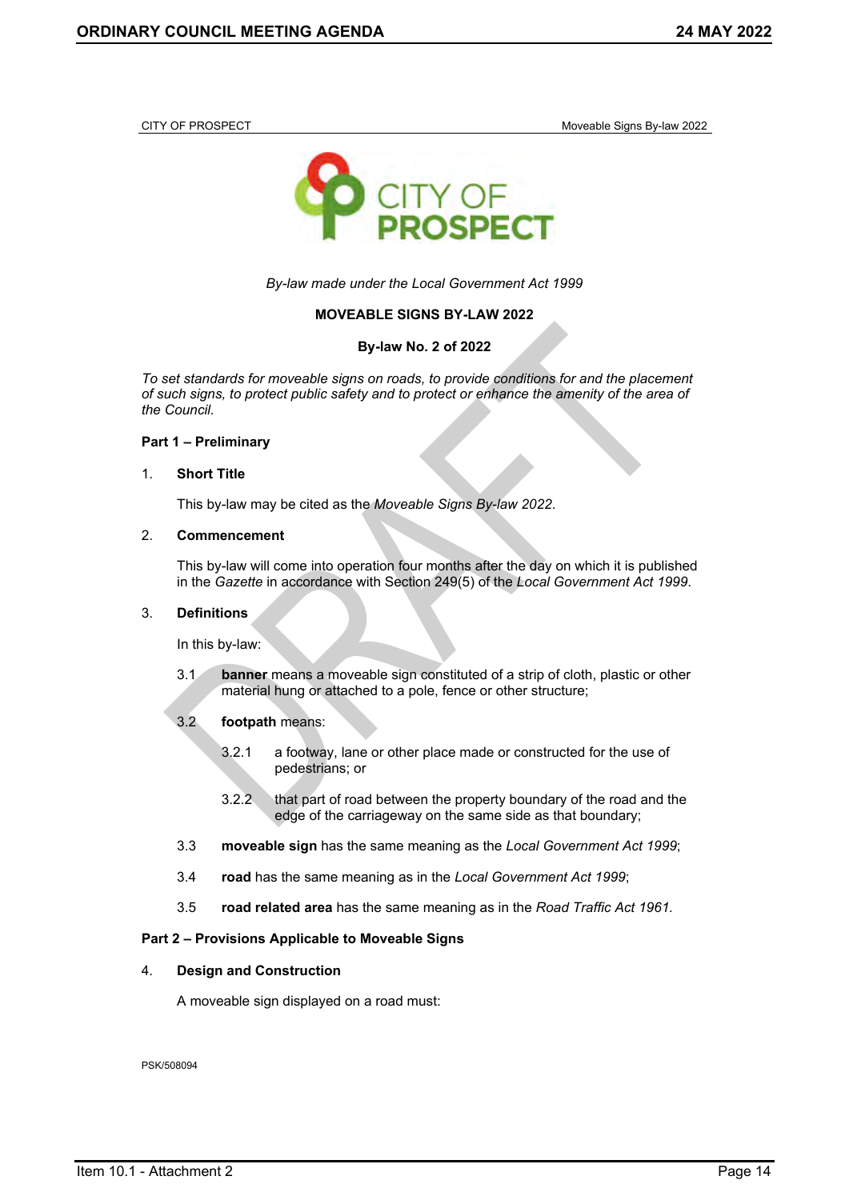*By-law made under the Local Government Act 1999*

**MOVEABLE SIGNS BY-LAW 2022**

**By-law No. 2 of 2022**

*To set standards for moveable signs on roads, to provide conditions for and the placement of such signs, to protect public safety and to protect or enhance the amenity of the area of the Council.*

## Part 1 – Preliminary

### 1. Short Title

This by-law may be cited as the *Moveable Signs By-law 2022*.

### 2. Commencement

This by-law will come into operation four months after the day on which it is published in the *Gazette* in accordance with Section 249(5) of the *Local Government Act 1999*.

### 3. Definitions

In this by-law:

3.1 **banner** means a moveable sign constituted of a strip of cloth, plastic or other material hung or attached to a pole, fence or other structure;

3.2 **footpath** means:

3.2.1 a footway, lane or other place made or constructed for the use of pedestrians; or

3.2.2 that part of road between the property boundary of the road and the edge of the carriageway on the same side as that boundary;

3.3 **moveable sign** has the same meaning as the *Local Government Act 1999*;

3.4 **road** has the same meaning as in the *Local Government Act 1999*;

3.5 **road related area** has the same meaning as in the *Road Traffic Act 1961.*

## Part 2 – Provisions Applicable to Moveable Signs

### 4. Design and Construction

A moveable sign displayed on a road must:

PSK/508094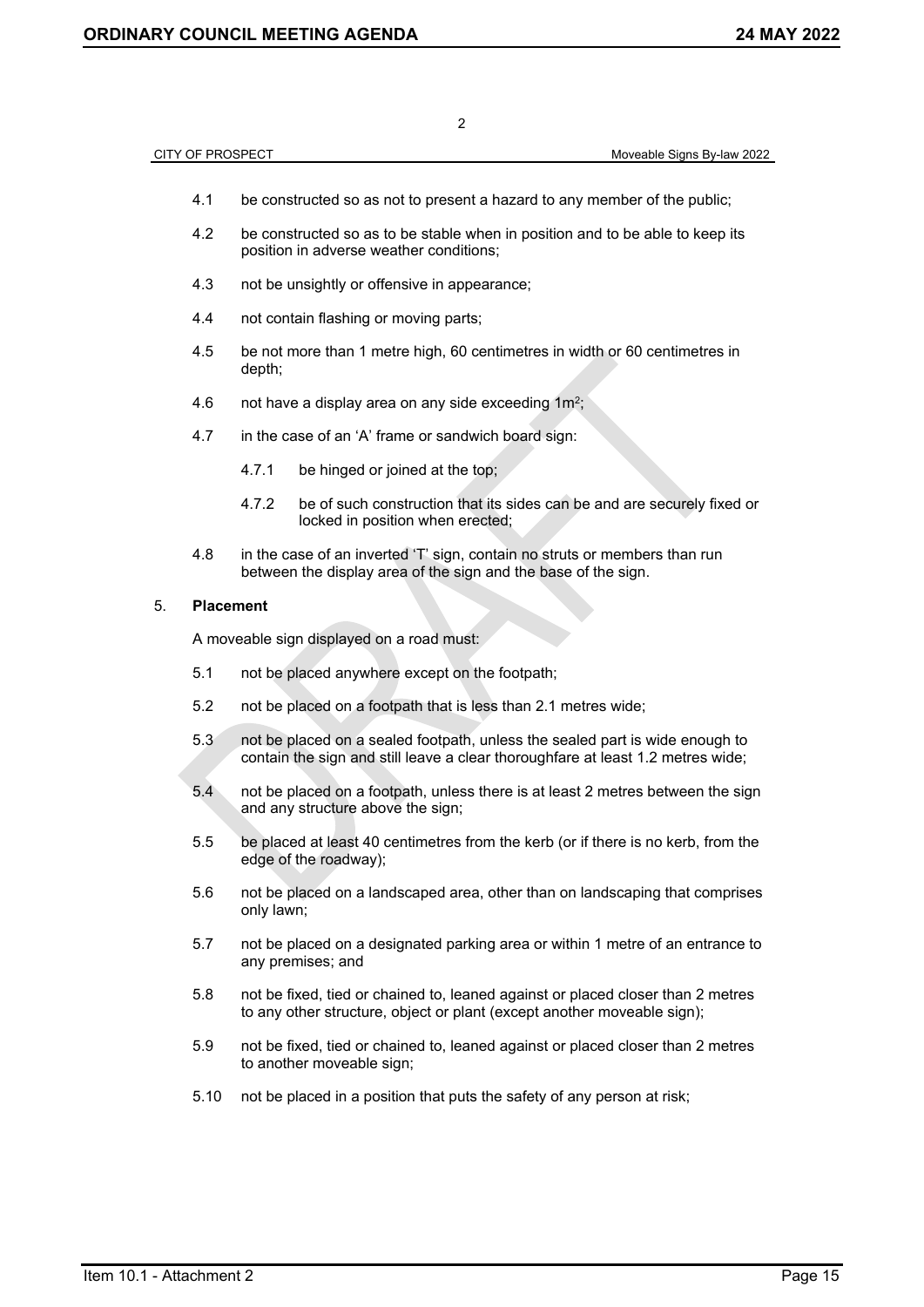4.1 be constructed so as not to present a hazard to any member of the public;

4.2 be constructed so as to be stable when in position and to be able to keep its position in adverse weather conditions;

4.3 not be unsightly or offensive in appearance;

4.4 not contain flashing or moving parts;

4.5 be not more than 1 metre high, 60 centimetres in width or 60 centimetres in depth;

4.6 not have a display area on any side exceeding $1m^2$;

4.7 in the case of an 'A' frame or sandwich board sign:

4.7.1 be hinged or joined at the top;

4.7.2 be of such construction that its sides can be and are securely fixed or locked in position when erected;

4.8 in the case of an inverted 'T' sign, contain no struts or members than run between the display area of the sign and the base of the sign.

## 5. Placement

A moveable sign displayed on a road must:

5.1 not be placed anywhere except on the footpath;

5.2 not be placed on a footpath that is less than 2.1 metres wide;

5.3 not be placed on a sealed footpath, unless the sealed part is wide enough to contain the sign and still leave a clear thoroughfare at least 1.2 metres wide;

5.4 not be placed on a footpath, unless there is at least 2 metres between the sign and any structure above the sign;

5.5 be placed at least 40 centimetres from the kerb (or if there is no kerb, from the edge of the roadway);

5.6 not be placed on a landscaped area, other than on landscaping that comprises only lawn;

5.7 not be placed on a designated parking area or within 1 metre of an entrance to any premises; and

5.8 not be fixed, tied or chained to, leaned against or placed closer than 2 metres to any other structure, object or plant (except another moveable sign);

5.9 not be fixed, tied or chained to, leaned against or placed closer than 2 metres to another moveable sign;

5.10 not be placed in a position that puts the safety of any person at risk;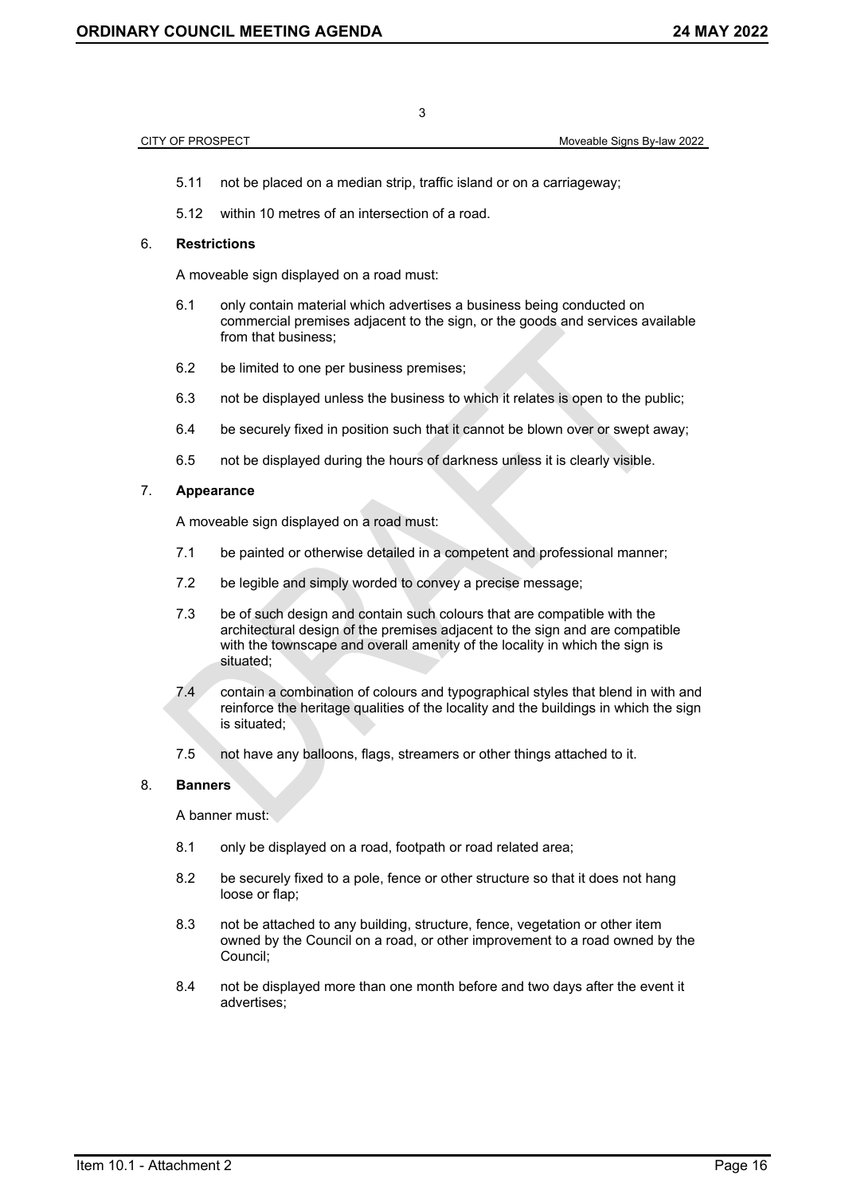5.11 not be placed on a median strip, traffic island or on a carriageway;

5.12 within 10 metres of an intersection of a road.

6. **Restrictions**

A moveable sign displayed on a road must:

6.1 only contain material which advertises a business being conducted on commercial premises adjacent to the sign, or the goods and services available from that business;

6.2 be limited to one per business premises;

6.3 not be displayed unless the business to which it relates is open to the public;

6.4 be securely fixed in position such that it cannot be blown over or swept away;

6.5 not be displayed during the hours of darkness unless it is clearly visible.

7. **Appearance**

A moveable sign displayed on a road must:

7.1 be painted or otherwise detailed in a competent and professional manner;

7.2 be legible and simply worded to convey a precise message;

7.3 be of such design and contain such colours that are compatible with the architectural design of the premises adjacent to the sign and are compatible with the townscape and overall amenity of the locality in which the sign is situated;

7.4 contain a combination of colours and typographical styles that blend in with and reinforce the heritage qualities of the locality and the buildings in which the sign is situated;

7.5 not have any balloons, flags, streamers or other things attached to it.

8. **Banners**

A banner must:

8.1 only be displayed on a road, footpath or road related area;

8.2 be securely fixed to a pole, fence or other structure so that it does not hang loose or flap;

8.3 not be attached to any building, structure, fence, vegetation or other item owned by the Council on a road, or other improvement to a road owned by the Council;

8.4 not be displayed more than one month before and two days after the event it advertises;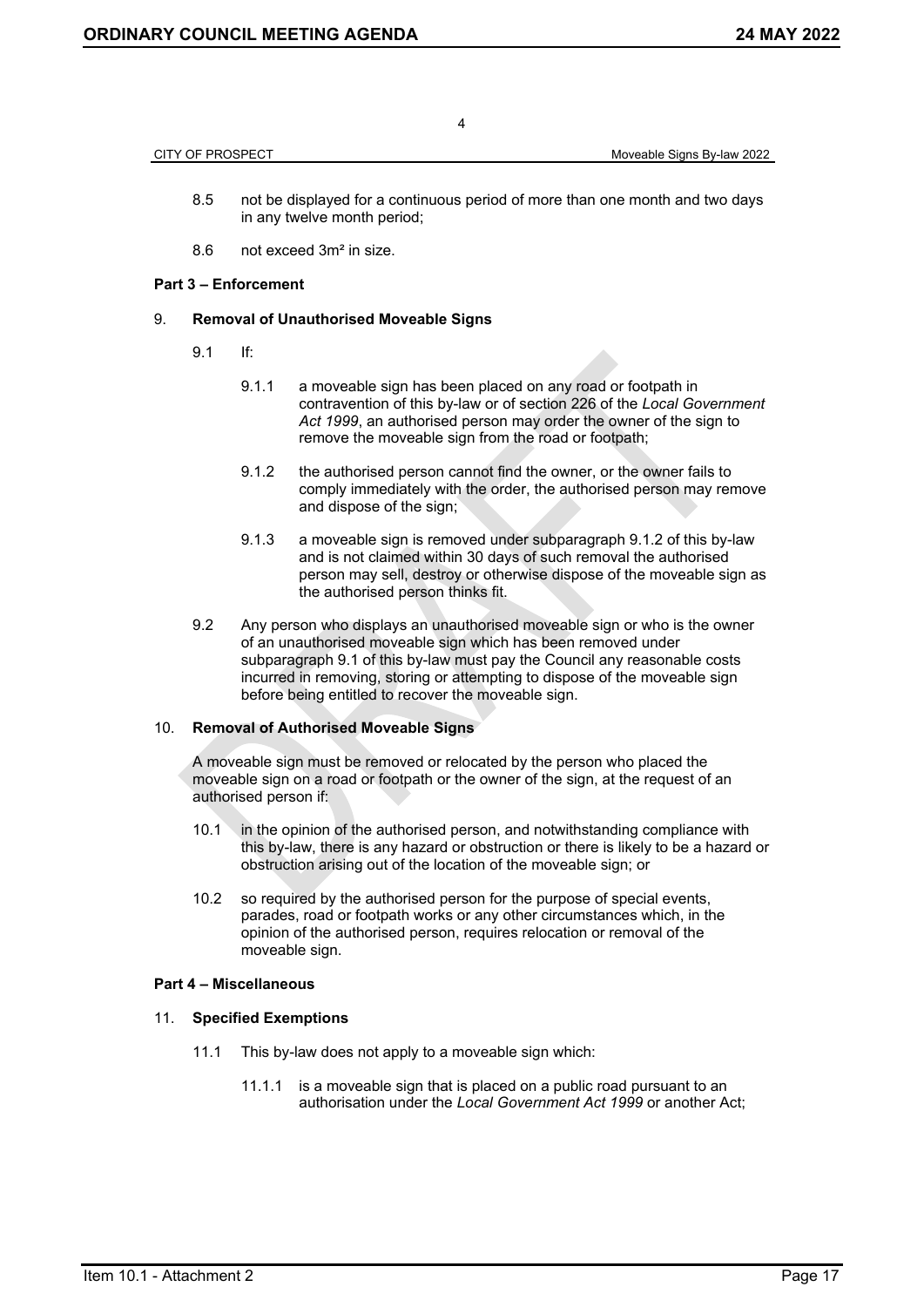8.5 not be displayed for a continuous period of more than one month and two days in any twelve month period;

8.6 not exceed 3m² in size.

**Part 3 – Enforcement**

9. **Removal of Unauthorised Moveable Signs**

9.1 If:

9.1.1 a moveable sign has been placed on any road or footpath in contravention of this by-law or of section 226 of the *Local Government Act 1999*, an authorised person may order the owner of the sign to remove the moveable sign from the road or footpath;

9.1.2 the authorised person cannot find the owner, or the owner fails to comply immediately with the order, the authorised person may remove and dispose of the sign;

9.1.3 a moveable sign is removed under subparagraph 9.1.2 of this by-law and is not claimed within 30 days of such removal the authorised person may sell, destroy or otherwise dispose of the moveable sign as the authorised person thinks fit.

9.2 Any person who displays an unauthorised moveable sign or who is the owner of an unauthorised moveable sign which has been removed under subparagraph 9.1 of this by-law must pay the Council any reasonable costs incurred in removing, storing or attempting to dispose of the moveable sign before being entitled to recover the moveable sign.

10. **Removal of Authorised Moveable Signs**

A moveable sign must be removed or relocated by the person who placed the moveable sign on a road or footpath or the owner of the sign, at the request of an authorised person if:

10.1 in the opinion of the authorised person, and notwithstanding compliance with this by-law, there is any hazard or obstruction or there is likely to be a hazard or obstruction arising out of the location of the moveable sign; or

10.2 so required by the authorised person for the purpose of special events, parades, road or footpath works or any other circumstances which, in the opinion of the authorised person, requires relocation or removal of the moveable sign.

**Part 4 – Miscellaneous**

11. **Specified Exemptions**

11.1 This by-law does not apply to a moveable sign which:

11.1.1 is a moveable sign that is placed on a public road pursuant to an authorisation under the *Local Government Act 1999* or another Act;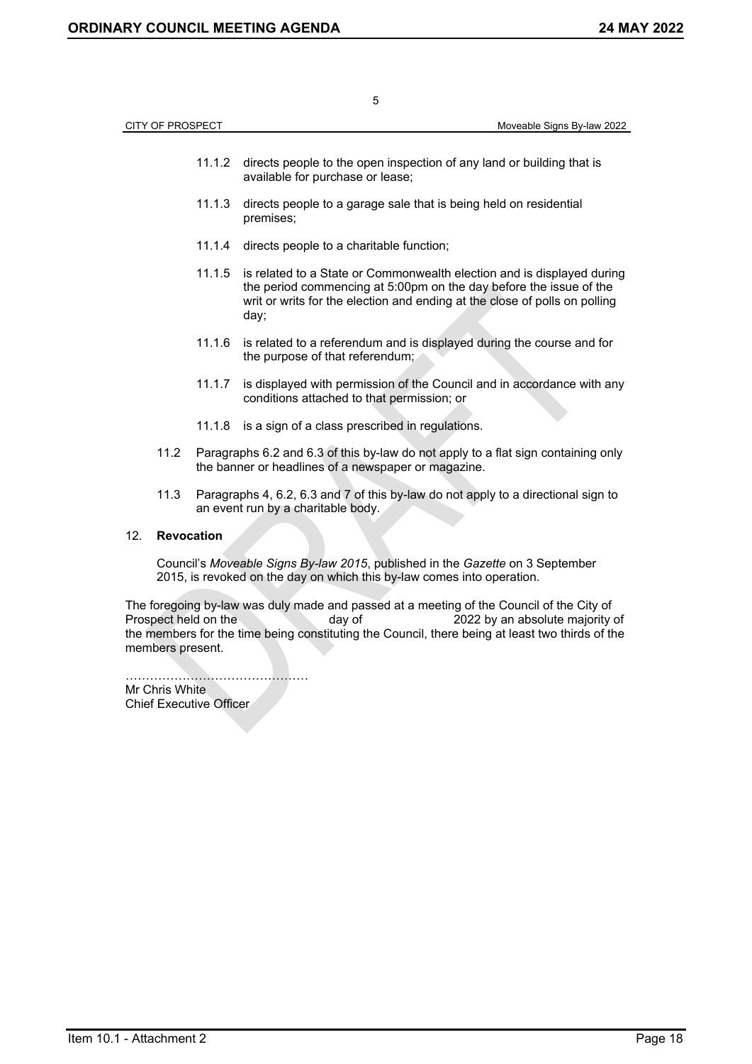11.1.2 directs people to the open inspection of any land or building that is available for purchase or lease;

11.1.3 directs people to a garage sale that is being held on residential premises;

11.1.4 directs people to a charitable function;

11.1.5 is related to a State or Commonwealth election and is displayed during the period commencing at 5:00pm on the day before the issue of the writ or writs for the election and ending at the close of polls on polling day;

11.1.6 is related to a referendum and is displayed during the course and for the purpose of that referendum;

11.1.7 is displayed with permission of the Council and in accordance with any conditions attached to that permission; or

11.1.8 is a sign of a class prescribed in regulations.

11.2 Paragraphs 6.2 and 6.3 of this by-law do not apply to a flat sign containing only the banner or headlines of a newspaper or magazine.

11.3 Paragraphs 4, 6.2, 6.3 and 7 of this by-law do not apply to a directional sign to an event run by a charitable body.

12. **Revocation**

Council's *Moveable Signs By-law 2015*, published in the *Gazette* on 3 September 2015, is revoked on the day on which this by-law comes into operation.

The foregoing by-law was duly made and passed at a meeting of the Council of the City of Prospect held on the day of 2022 by an absolute majority of the members for the time being constituting the Council, there being at least two thirds of the members present.

……………………………………
Mr Chris White
Chief Executive Officer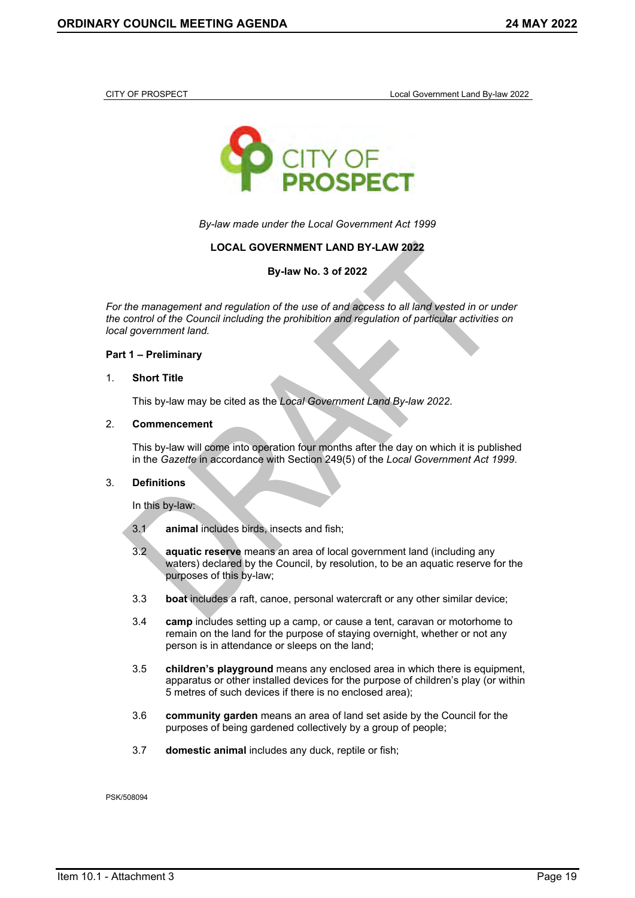CITY OF PROSPECT — Local Government Land By-law 2022

*By-law made under the Local Government Act 1999*

**LOCAL GOVERNMENT LAND BY-LAW 2022**

**By-law No. 3 of 2022**

*For the management and regulation of the use of and access to all land vested in or under the control of the Council including the prohibition and regulation of particular activities on local government land.*

**Part 1 – Preliminary**

1. **Short Title**

   This by-law may be cited as the *Local Government Land By-law 2022*.

2. **Commencement**

   This by-law will come into operation four months after the day on which it is published in the *Gazette* in accordance with Section 249(5) of the *Local Government Act 1999*.

3. **Definitions**

   In this by-law:

   3.1 **animal** includes birds, insects and fish;

   3.2 **aquatic reserve** means an area of local government land (including any waters) declared by the Council, by resolution, to be an aquatic reserve for the purposes of this by-law;

   3.3 **boat** includes a raft, canoe, personal watercraft or any other similar device;

   3.4 **camp** includes setting up a camp, or cause a tent, caravan or motorhome to remain on the land for the purpose of staying overnight, whether or not any person is in attendance or sleeps on the land;

   3.5 **children's playground** means any enclosed area in which there is equipment, apparatus or other installed devices for the purpose of children's play (or within 5 metres of such devices if there is no enclosed area);

   3.6 **community garden** means an area of land set aside by the Council for the purposes of being gardened collectively by a group of people;

   3.7 **domestic animal** includes any duck, reptile or fish;

PSK/508094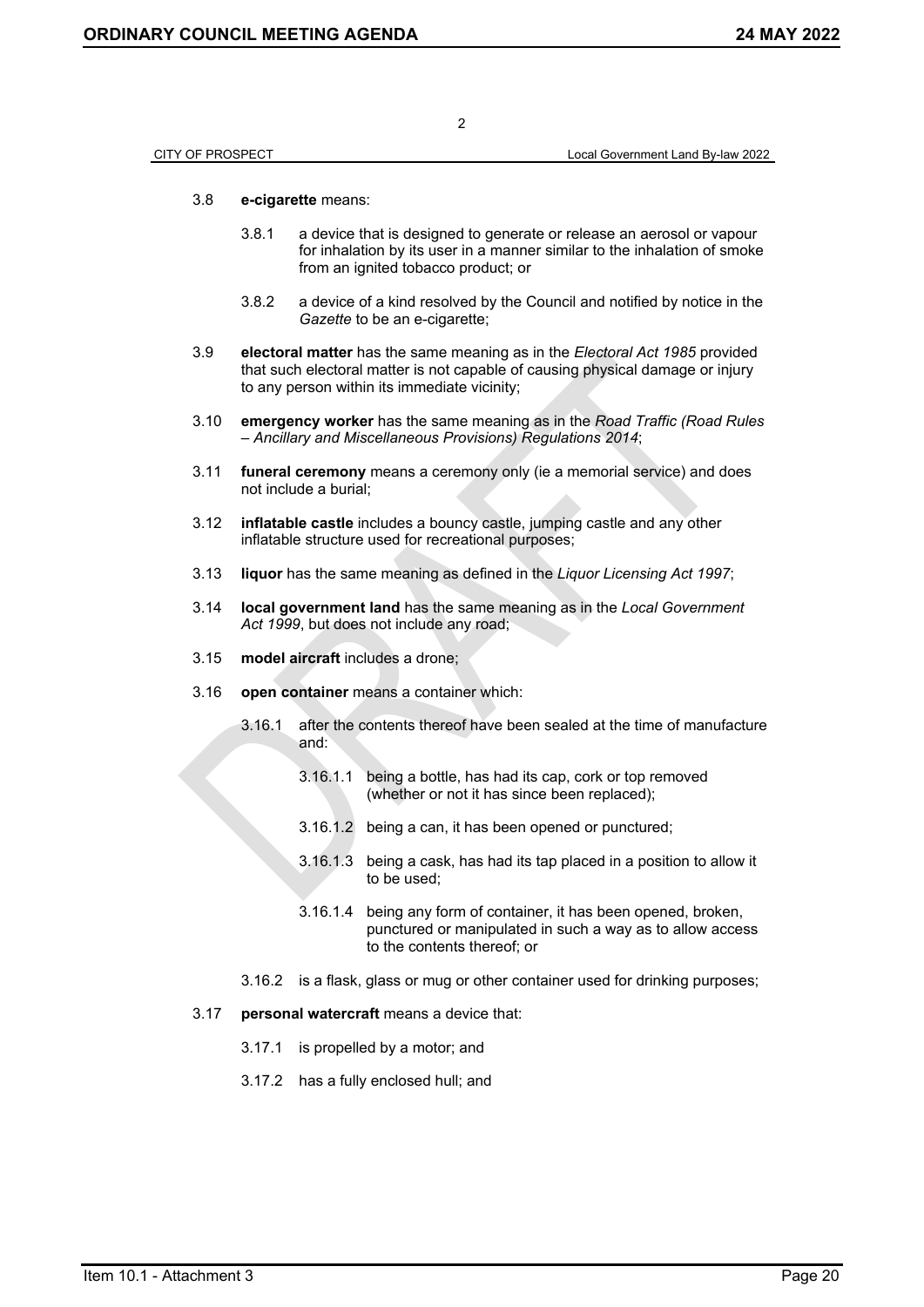3.8 **e-cigarette** means:

3.8.1 a device that is designed to generate or release an aerosol or vapour for inhalation by its user in a manner similar to the inhalation of smoke from an ignited tobacco product; or

3.8.2 a device of a kind resolved by the Council and notified by notice in the *Gazette* to be an e-cigarette;

3.9 **electoral matter** has the same meaning as in the *Electoral Act 1985* provided that such electoral matter is not capable of causing physical damage or injury to any person within its immediate vicinity;

3.10 **emergency worker** has the same meaning as in the *Road Traffic (Road Rules – Ancillary and Miscellaneous Provisions) Regulations 2014*;

3.11 **funeral ceremony** means a ceremony only (ie a memorial service) and does not include a burial;

3.12 **inflatable castle** includes a bouncy castle, jumping castle and any other inflatable structure used for recreational purposes;

3.13 **liquor** has the same meaning as defined in the *Liquor Licensing Act 1997*;

3.14 **local government land** has the same meaning as in the *Local Government Act 1999*, but does not include any road;

3.15 **model aircraft** includes a drone;

3.16 **open container** means a container which:

3.16.1 after the contents thereof have been sealed at the time of manufacture and:

3.16.1.1 being a bottle, has had its cap, cork or top removed (whether or not it has since been replaced);

3.16.1.2 being a can, it has been opened or punctured;

3.16.1.3 being a cask, has had its tap placed in a position to allow it to be used;

3.16.1.4 being any form of container, it has been opened, broken, punctured or manipulated in such a way as to allow access to the contents thereof; or

3.16.2 is a flask, glass or mug or other container used for drinking purposes;

3.17 **personal watercraft** means a device that:

3.17.1 is propelled by a motor; and

3.17.2 has a fully enclosed hull; and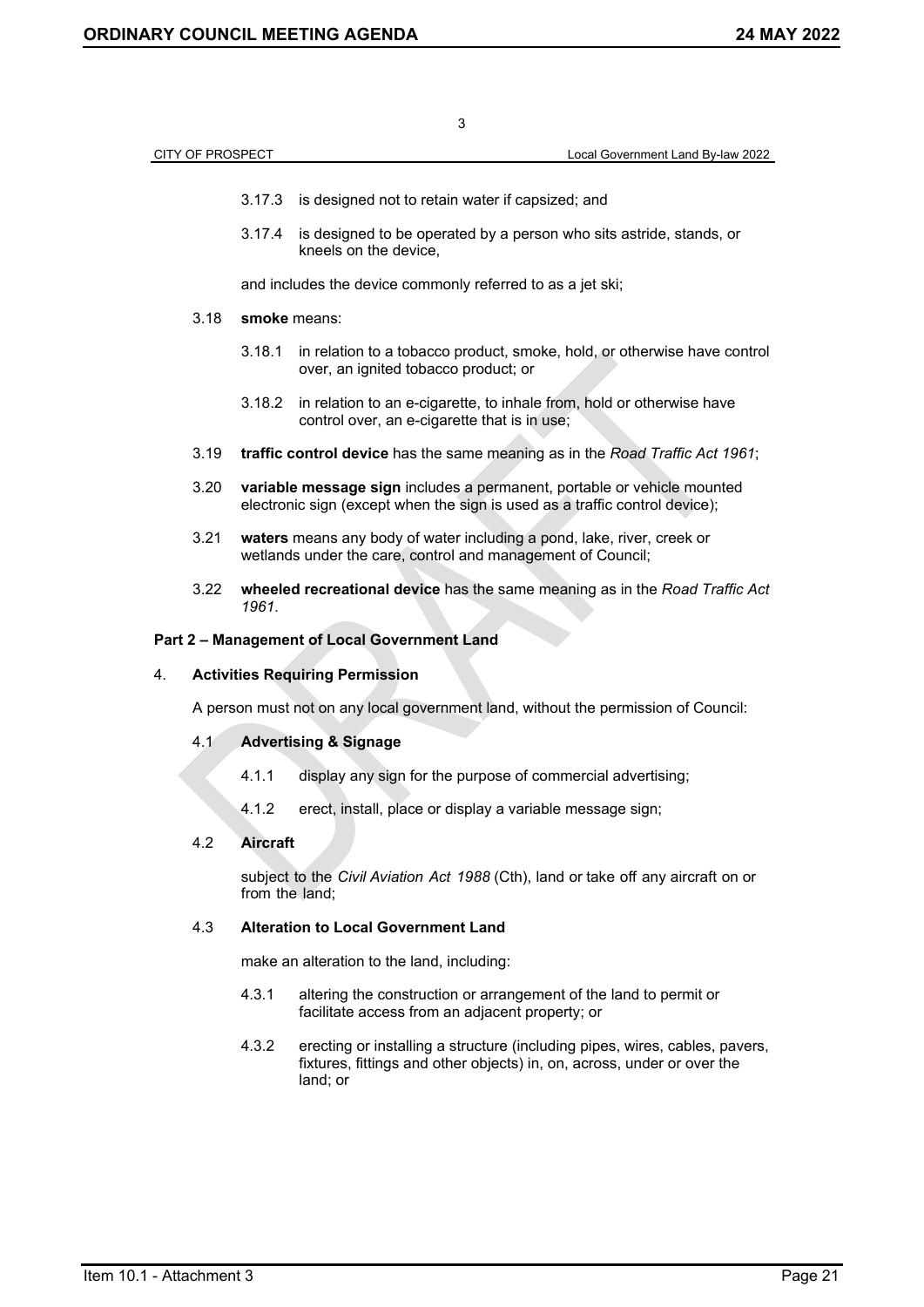3.17.3 is designed not to retain water if capsized; and

3.17.4 is designed to be operated by a person who sits astride, stands, or kneels on the device,

and includes the device commonly referred to as a jet ski;

3.18 **smoke** means:

3.18.1 in relation to a tobacco product, smoke, hold, or otherwise have control over, an ignited tobacco product; or

3.18.2 in relation to an e-cigarette, to inhale from, hold or otherwise have control over, an e-cigarette that is in use;

3.19 **traffic control device** has the same meaning as in the *Road Traffic Act 1961*;

3.20 **variable message sign** includes a permanent, portable or vehicle mounted electronic sign (except when the sign is used as a traffic control device);

3.21 **waters** means any body of water including a pond, lake, river, creek or wetlands under the care, control and management of Council;

3.22 **wheeled recreational device** has the same meaning as in the *Road Traffic Act 1961*.

## Part 2 – Management of Local Government Land

### 4. Activities Requiring Permission

A person must not on any local government land, without the permission of Council:

#### 4.1 Advertising & Signage

4.1.1 display any sign for the purpose of commercial advertising;

4.1.2 erect, install, place or display a variable message sign;

#### 4.2 Aircraft

subject to the *Civil Aviation Act 1988* (Cth), land or take off any aircraft on or from the land;

#### 4.3 Alteration to Local Government Land

make an alteration to the land, including:

4.3.1 altering the construction or arrangement of the land to permit or facilitate access from an adjacent property; or

4.3.2 erecting or installing a structure (including pipes, wires, cables, pavers, fixtures, fittings and other objects) in, on, across, under or over the land; or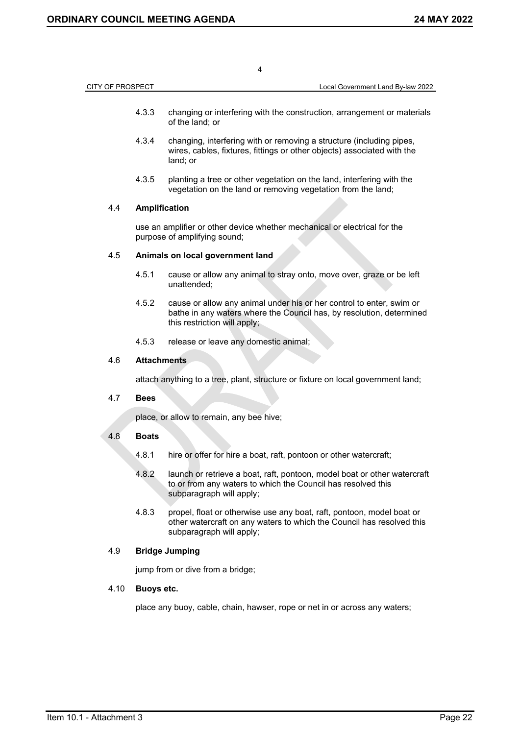4.3.3 changing or interfering with the construction, arrangement or materials of the land; or

4.3.4 changing, interfering with or removing a structure (including pipes, wires, cables, fixtures, fittings or other objects) associated with the land; or

4.3.5 planting a tree or other vegetation on the land, interfering with the vegetation on the land or removing vegetation from the land;

4.4 **Amplification**

use an amplifier or other device whether mechanical or electrical for the purpose of amplifying sound;

4.5 **Animals on local government land**

4.5.1 cause or allow any animal to stray onto, move over, graze or be left unattended;

4.5.2 cause or allow any animal under his or her control to enter, swim or bathe in any waters where the Council has, by resolution, determined this restriction will apply;

4.5.3 release or leave any domestic animal;

4.6 **Attachments**

attach anything to a tree, plant, structure or fixture on local government land;

4.7 **Bees**

place, or allow to remain, any bee hive;

4.8 **Boats**

4.8.1 hire or offer for hire a boat, raft, pontoon or other watercraft;

4.8.2 launch or retrieve a boat, raft, pontoon, model boat or other watercraft to or from any waters to which the Council has resolved this subparagraph will apply;

4.8.3 propel, float or otherwise use any boat, raft, pontoon, model boat or other watercraft on any waters to which the Council has resolved this subparagraph will apply;

4.9 **Bridge Jumping**

jump from or dive from a bridge;

4.10 **Buoys etc.**

place any buoy, cable, chain, hawser, rope or net in or across any waters;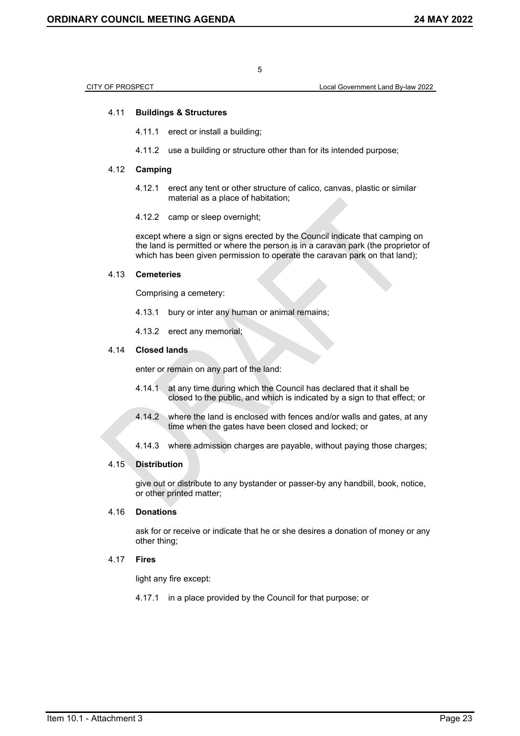### 4.11 **Buildings & Structures**

4.11.1 erect or install a building;

4.11.2 use a building or structure other than for its intended purpose;

### 4.12 **Camping**

4.12.1 erect any tent or other structure of calico, canvas, plastic or similar material as a place of habitation;

4.12.2 camp or sleep overnight;

except where a sign or signs erected by the Council indicate that camping on the land is permitted or where the person is in a caravan park (the proprietor of which has been given permission to operate the caravan park on that land);

### 4.13 **Cemeteries**

Comprising a cemetery:

4.13.1 bury or inter any human or animal remains;

4.13.2 erect any memorial;

### 4.14 **Closed lands**

enter or remain on any part of the land:

4.14.1 at any time during which the Council has declared that it shall be closed to the public, and which is indicated by a sign to that effect; or

4.14.2 where the land is enclosed with fences and/or walls and gates, at any time when the gates have been closed and locked; or

4.14.3 where admission charges are payable, without paying those charges;

### 4.15 **Distribution**

give out or distribute to any bystander or passer-by any handbill, book, notice, or other printed matter;

### 4.16 **Donations**

ask for or receive or indicate that he or she desires a donation of money or any other thing;

### 4.17 **Fires**

light any fire except:

4.17.1 in a place provided by the Council for that purpose; or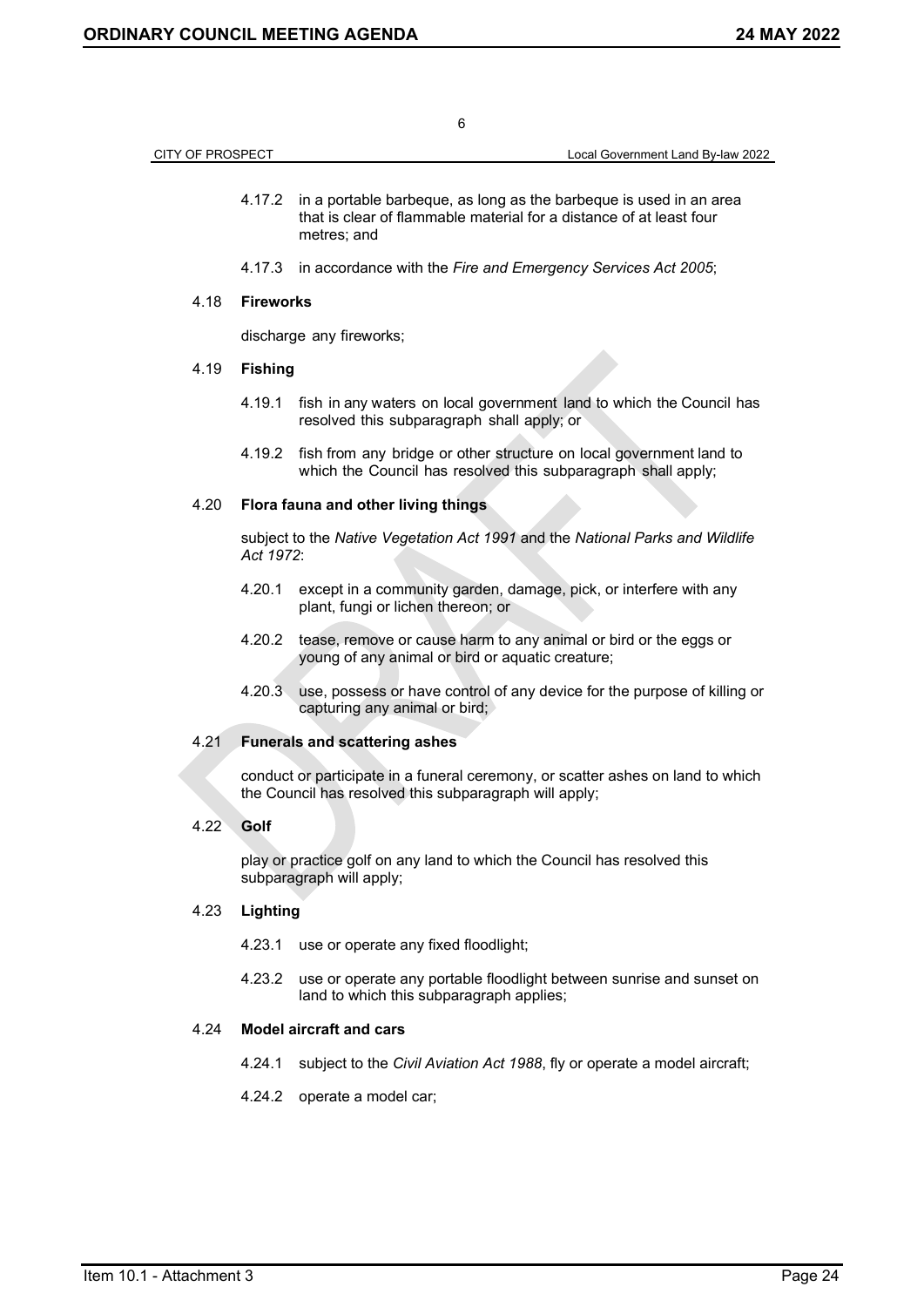4.17.2 in a portable barbeque, as long as the barbeque is used in an area that is clear of flammable material for a distance of at least four metres; and

4.17.3 in accordance with the *Fire and Emergency Services Act 2005*;

4.18 **Fireworks**

discharge any fireworks;

4.19 **Fishing**

4.19.1 fish in any waters on local government land to which the Council has resolved this subparagraph shall apply; or

4.19.2 fish from any bridge or other structure on local government land to which the Council has resolved this subparagraph shall apply;

4.20 **Flora fauna and other living things**

subject to the *Native Vegetation Act 1991* and the *National Parks and Wildlife Act 1972*:

4.20.1 except in a community garden, damage, pick, or interfere with any plant, fungi or lichen thereon; or

4.20.2 tease, remove or cause harm to any animal or bird or the eggs or young of any animal or bird or aquatic creature;

4.20.3 use, possess or have control of any device for the purpose of killing or capturing any animal or bird;

4.21 **Funerals and scattering ashes**

conduct or participate in a funeral ceremony, or scatter ashes on land to which the Council has resolved this subparagraph will apply;

4.22 **Golf**

play or practice golf on any land to which the Council has resolved this subparagraph will apply;

4.23 **Lighting**

4.23.1 use or operate any fixed floodlight;

4.23.2 use or operate any portable floodlight between sunrise and sunset on land to which this subparagraph applies;

4.24 **Model aircraft and cars**

4.24.1 subject to the *Civil Aviation Act 1988*, fly or operate a model aircraft;

4.24.2 operate a model car;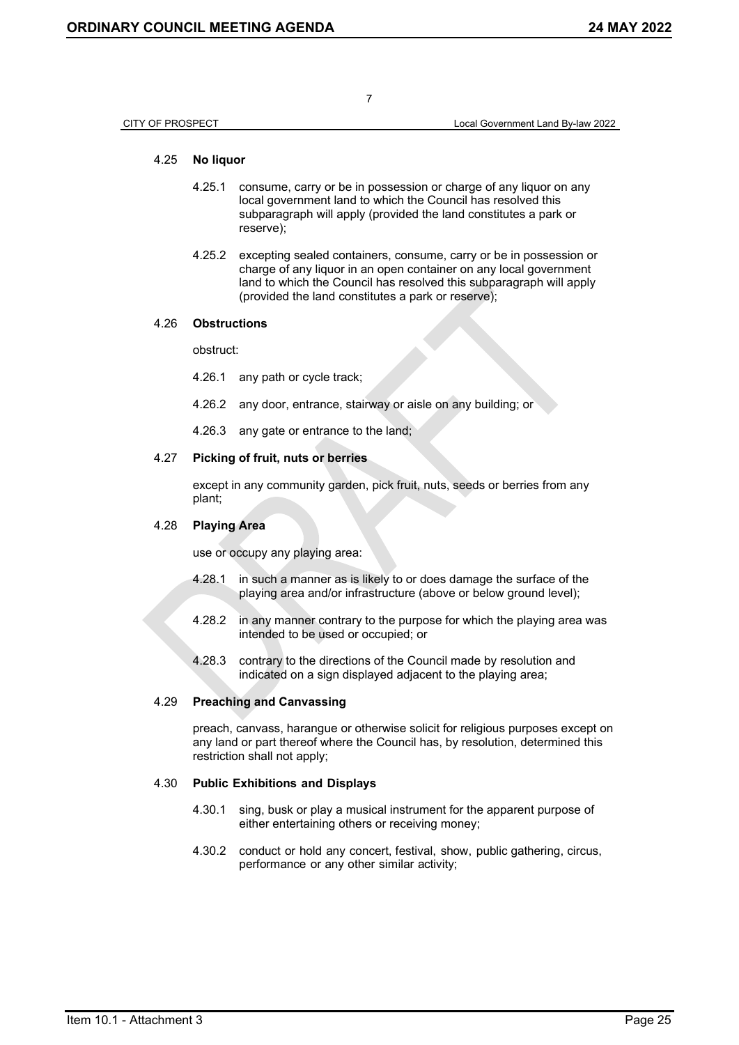4.25 **No liquor**

4.25.1 consume, carry or be in possession or charge of any liquor on any local government land to which the Council has resolved this subparagraph will apply (provided the land constitutes a park or reserve);

4.25.2 excepting sealed containers, consume, carry or be in possession or charge of any liquor in an open container on any local government land to which the Council has resolved this subparagraph will apply (provided the land constitutes a park or reserve);

4.26 **Obstructions**

obstruct:

4.26.1 any path or cycle track;

4.26.2 any door, entrance, stairway or aisle on any building; or

4.26.3 any gate or entrance to the land;

4.27 **Picking of fruit, nuts or berries**

except in any community garden, pick fruit, nuts, seeds or berries from any plant;

4.28 **Playing Area**

use or occupy any playing area:

4.28.1 in such a manner as is likely to or does damage the surface of the playing area and/or infrastructure (above or below ground level);

4.28.2 in any manner contrary to the purpose for which the playing area was intended to be used or occupied; or

4.28.3 contrary to the directions of the Council made by resolution and indicated on a sign displayed adjacent to the playing area;

4.29 **Preaching and Canvassing**

preach, canvass, harangue or otherwise solicit for religious purposes except on any land or part thereof where the Council has, by resolution, determined this restriction shall not apply;

4.30 **Public Exhibitions and Displays**

4.30.1 sing, busk or play a musical instrument for the apparent purpose of either entertaining others or receiving money;

4.30.2 conduct or hold any concert, festival, show, public gathering, circus, performance or any other similar activity;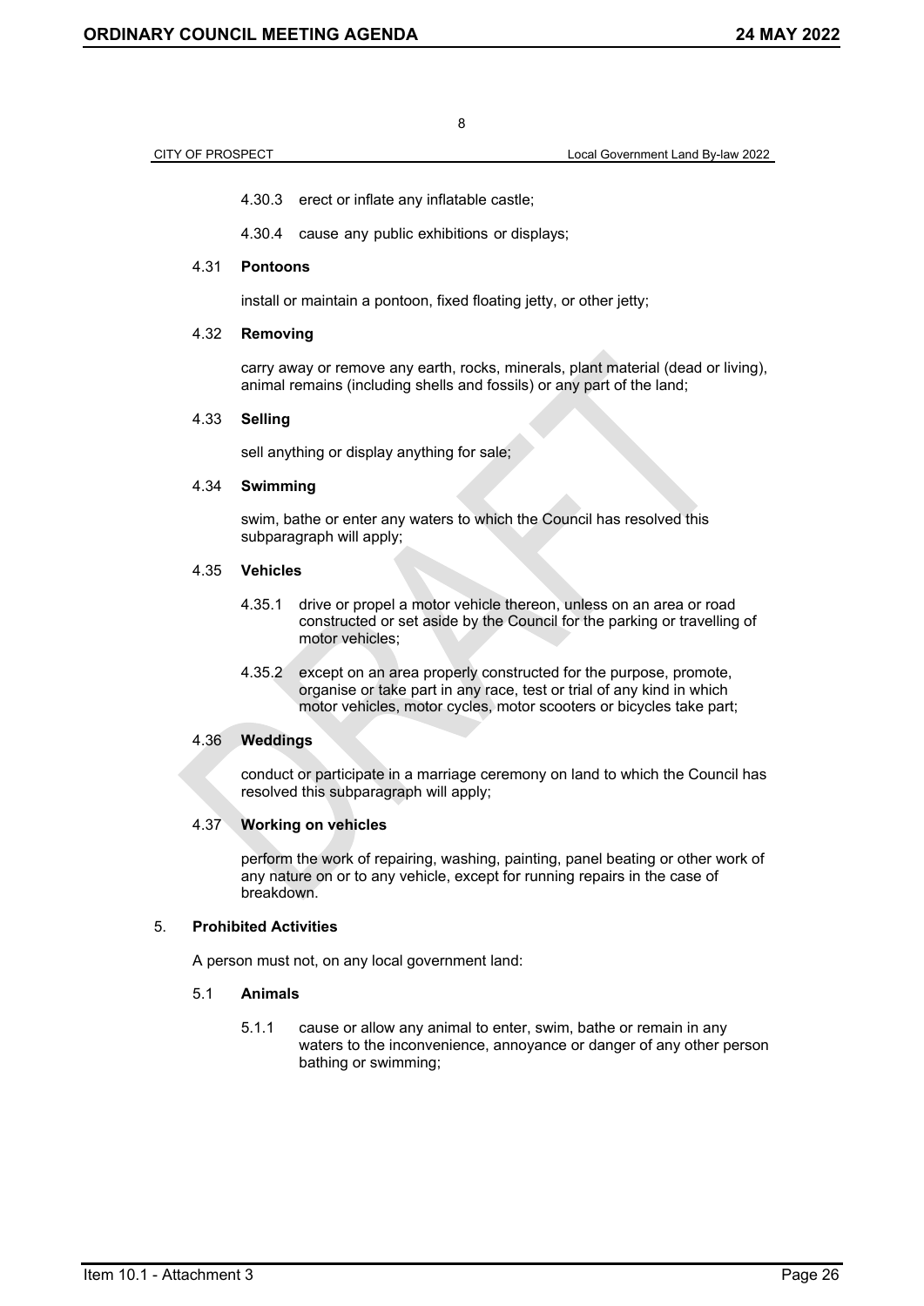4.30.3 erect or inflate any inflatable castle;

4.30.4 cause any public exhibitions or displays;

4.31 **Pontoons**

install or maintain a pontoon, fixed floating jetty, or other jetty;

4.32 **Removing**

carry away or remove any earth, rocks, minerals, plant material (dead or living), animal remains (including shells and fossils) or any part of the land;

4.33 **Selling**

sell anything or display anything for sale;

4.34 **Swimming**

swim, bathe or enter any waters to which the Council has resolved this subparagraph will apply;

4.35 **Vehicles**

4.35.1 drive or propel a motor vehicle thereon, unless on an area or road constructed or set aside by the Council for the parking or travelling of motor vehicles;

4.35.2 except on an area properly constructed for the purpose, promote, organise or take part in any race, test or trial of any kind in which motor vehicles, motor cycles, motor scooters or bicycles take part;

4.36 **Weddings**

conduct or participate in a marriage ceremony on land to which the Council has resolved this subparagraph will apply;

4.37 **Working on vehicles**

perform the work of repairing, washing, painting, panel beating or other work of any nature on or to any vehicle, except for running repairs in the case of breakdown.

5. **Prohibited Activities**

A person must not, on any local government land:

5.1 **Animals**

5.1.1 cause or allow any animal to enter, swim, bathe or remain in any waters to the inconvenience, annoyance or danger of any other person bathing or swimming;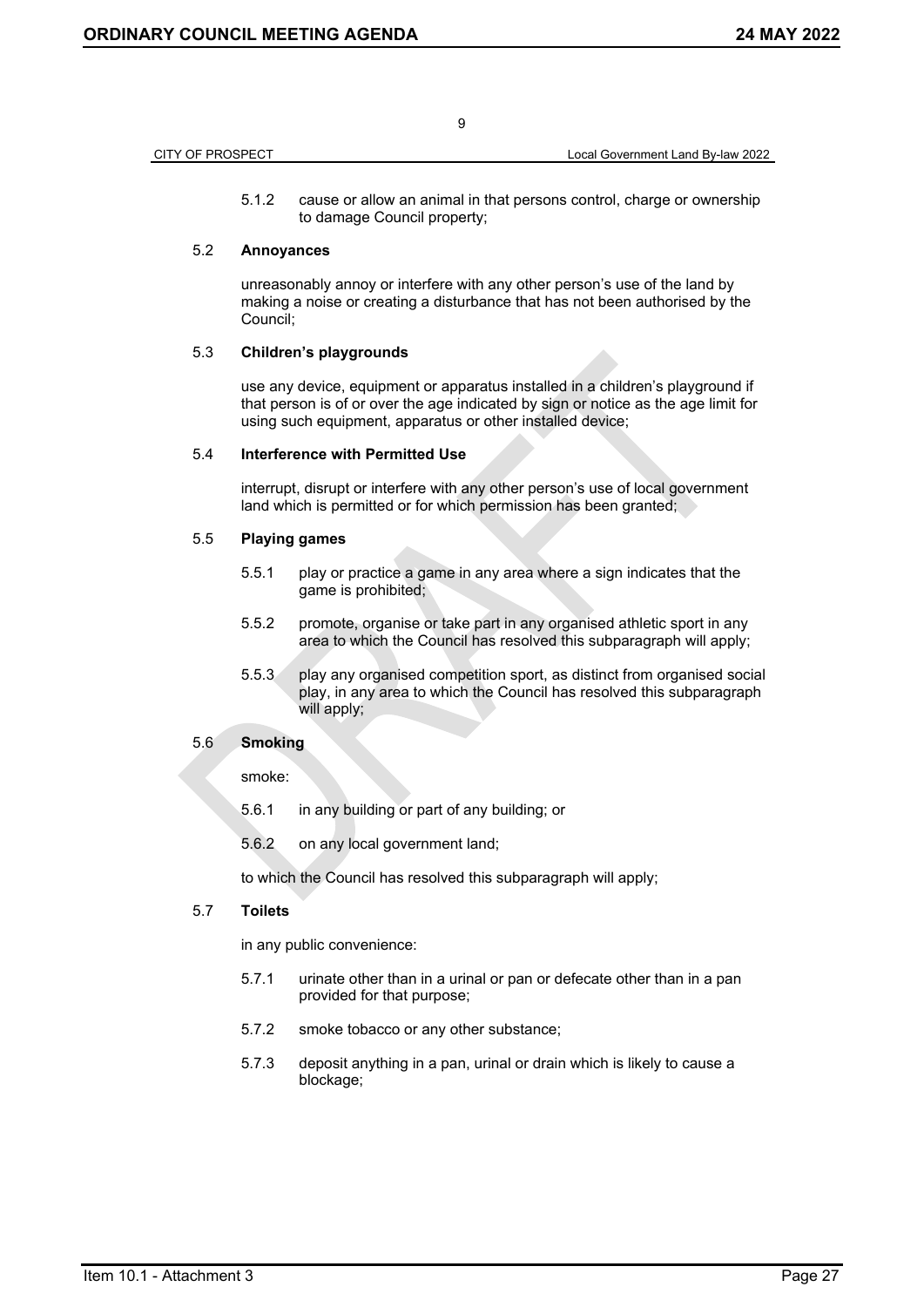5.1.2 cause or allow an animal in that persons control, charge or ownership to damage Council property;

### 5.2 **Annoyances**

unreasonably annoy or interfere with any other person's use of the land by making a noise or creating a disturbance that has not been authorised by the Council;

### 5.3 **Children's playgrounds**

use any device, equipment or apparatus installed in a children's playground if that person is of or over the age indicated by sign or notice as the age limit for using such equipment, apparatus or other installed device;

### 5.4 **Interference with Permitted Use**

interrupt, disrupt or interfere with any other person's use of local government land which is permitted or for which permission has been granted;

### 5.5 **Playing games**

5.5.1 play or practice a game in any area where a sign indicates that the game is prohibited;

5.5.2 promote, organise or take part in any organised athletic sport in any area to which the Council has resolved this subparagraph will apply;

5.5.3 play any organised competition sport, as distinct from organised social play, in any area to which the Council has resolved this subparagraph will apply;

### 5.6 **Smoking**

smoke:

5.6.1 in any building or part of any building; or

5.6.2 on any local government land;

to which the Council has resolved this subparagraph will apply;

### 5.7 **Toilets**

in any public convenience:

5.7.1 urinate other than in a urinal or pan or defecate other than in a pan provided for that purpose;

5.7.2 smoke tobacco or any other substance;

5.7.3 deposit anything in a pan, urinal or drain which is likely to cause a blockage;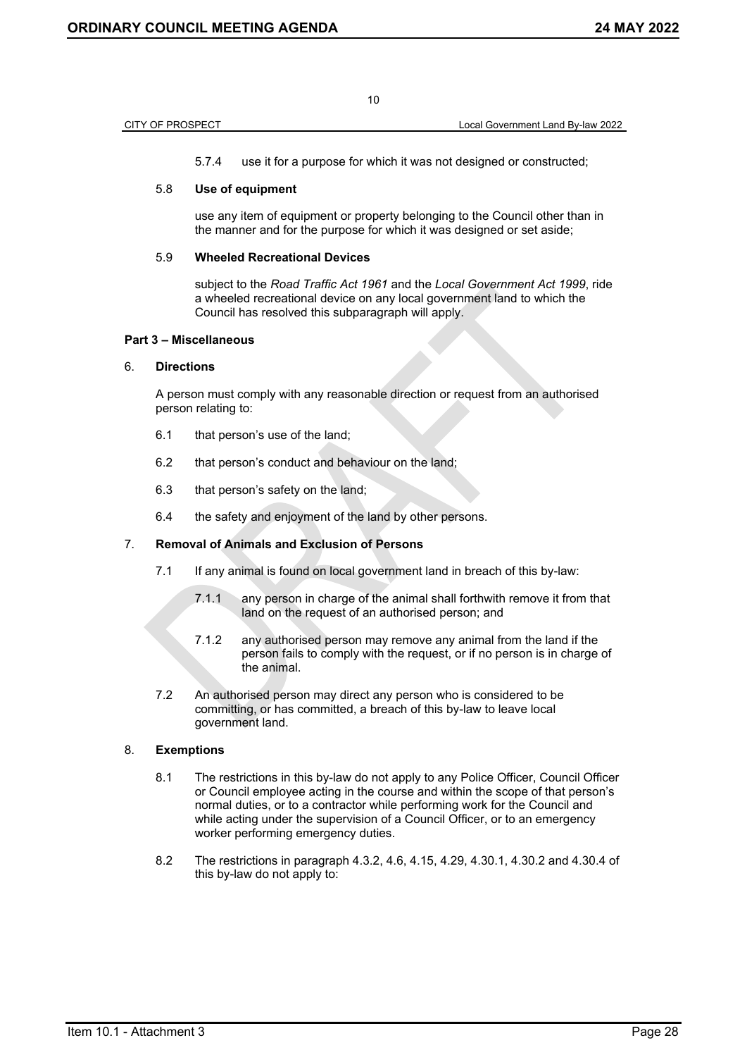5.7.4 use it for a purpose for which it was not designed or constructed;

5.8 **Use of equipment**

use any item of equipment or property belonging to the Council other than in the manner and for the purpose for which it was designed or set aside;

5.9 **Wheeled Recreational Devices**

subject to the *Road Traffic Act 1961* and the *Local Government Act 1999*, ride a wheeled recreational device on any local government land to which the Council has resolved this subparagraph will apply.

**Part 3 – Miscellaneous**

6. **Directions**

A person must comply with any reasonable direction or request from an authorised person relating to:

6.1 that person's use of the land;

6.2 that person's conduct and behaviour on the land;

6.3 that person's safety on the land;

6.4 the safety and enjoyment of the land by other persons.

7. **Removal of Animals and Exclusion of Persons**

7.1 If any animal is found on local government land in breach of this by-law:

7.1.1 any person in charge of the animal shall forthwith remove it from that land on the request of an authorised person; and

7.1.2 any authorised person may remove any animal from the land if the person fails to comply with the request, or if no person is in charge of the animal.

7.2 An authorised person may direct any person who is considered to be committing, or has committed, a breach of this by-law to leave local government land.

8. **Exemptions**

8.1 The restrictions in this by-law do not apply to any Police Officer, Council Officer or Council employee acting in the course and within the scope of that person's normal duties, or to a contractor while performing work for the Council and while acting under the supervision of a Council Officer, or to an emergency worker performing emergency duties.

8.2 The restrictions in paragraph 4.3.2, 4.6, 4.15, 4.29, 4.30.1, 4.30.2 and 4.30.4 of this by-law do not apply to: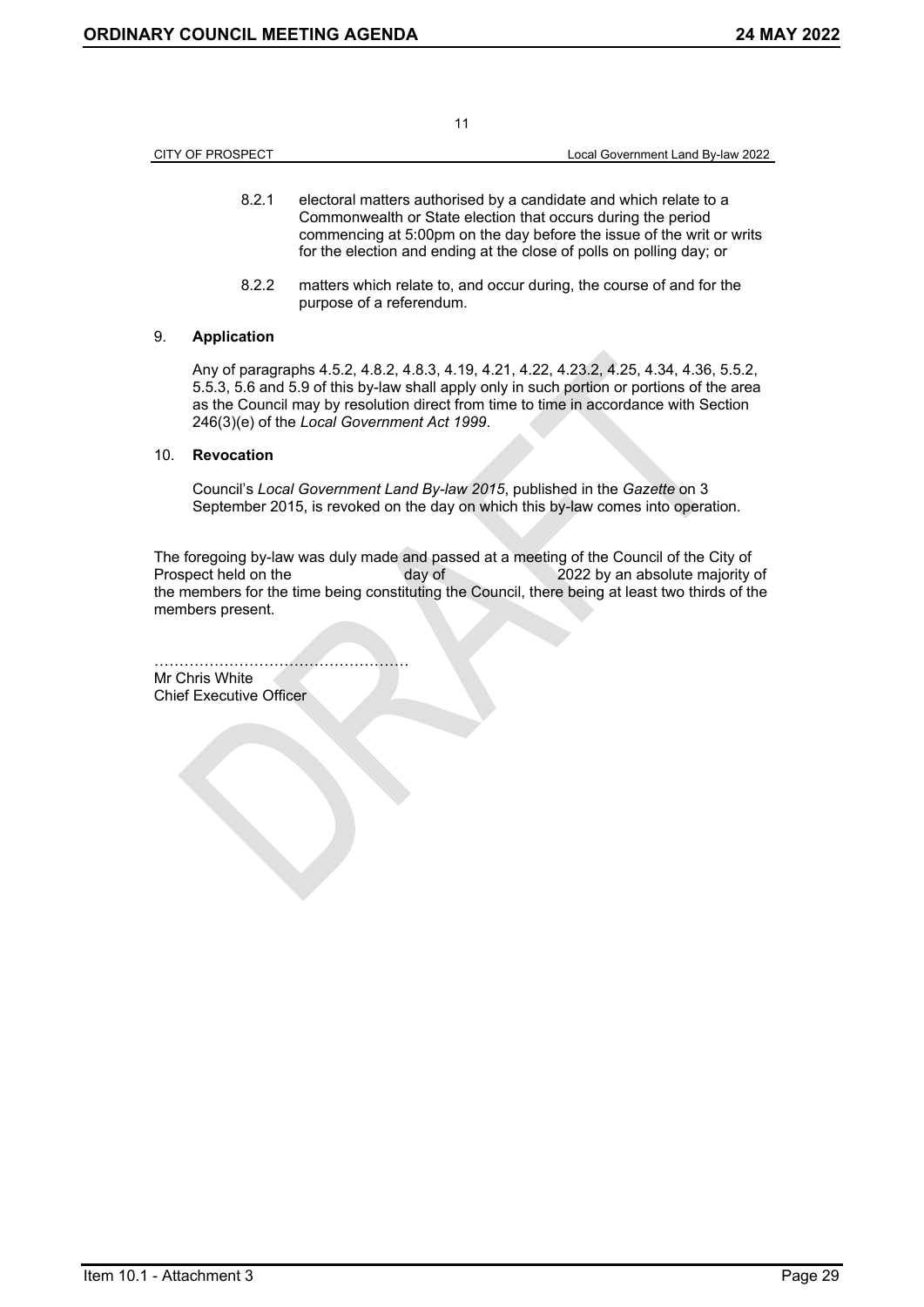8.2.1 electoral matters authorised by a candidate and which relate to a Commonwealth or State election that occurs during the period commencing at 5:00pm on the day before the issue of the writ or writs for the election and ending at the close of polls on polling day; or

8.2.2 matters which relate to, and occur during, the course of and for the purpose of a referendum.

## 9. **Application**

Any of paragraphs 4.5.2, 4.8.2, 4.8.3, 4.19, 4.21, 4.22, 4.23.2, 4.25, 4.34, 4.36, 5.5.2, 5.5.3, 5.6 and 5.9 of this by-law shall apply only in such portion or portions of the area as the Council may by resolution direct from time to time in accordance with Section 246(3)(e) of the *Local Government Act 1999*.

## 10. **Revocation**

Council's *Local Government Land By-law 2015*, published in the *Gazette* on 3 September 2015, is revoked on the day on which this by-law comes into operation.

The foregoing by-law was duly made and passed at a meeting of the Council of the City of Prospect held on the day of 2022 by an absolute majority of the members for the time being constituting the Council, there being at least two thirds of the members present.

…………………………………………

Mr Chris White
Chief Executive Officer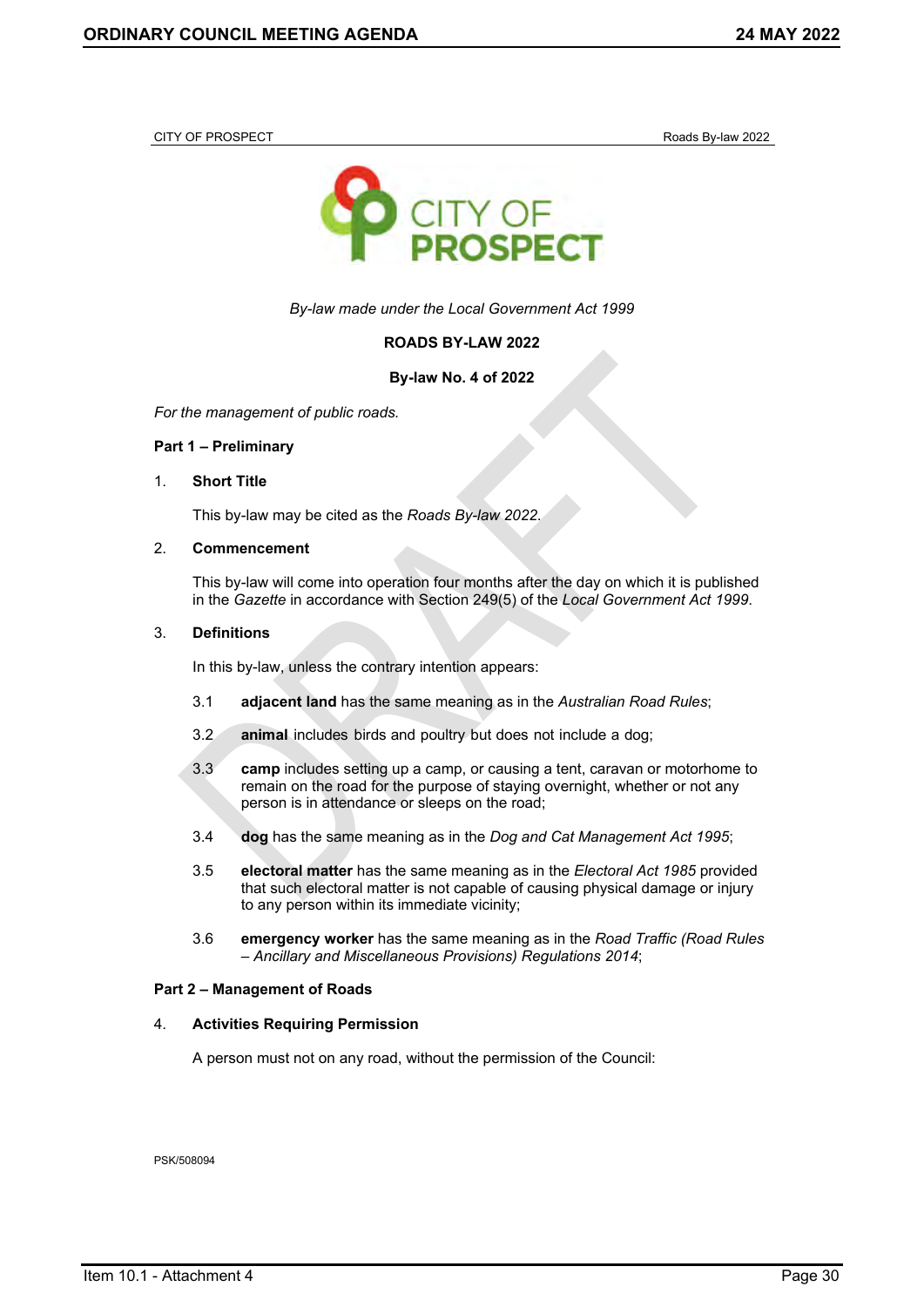*By-law made under the Local Government Act 1999*

**ROADS BY-LAW 2022**

**By-law No. 4 of 2022**

*For the management of public roads.*

## Part 1 – Preliminary

### 1. Short Title

This by-law may be cited as the *Roads By-law 2022*.

### 2. Commencement

This by-law will come into operation four months after the day on which it is published in the *Gazette* in accordance with Section 249(5) of the *Local Government Act 1999*.

### 3. Definitions

In this by-law, unless the contrary intention appears:

3.1 **adjacent land** has the same meaning as in the *Australian Road Rules*;

3.2 **animal** includes birds and poultry but does not include a dog;

3.3 **camp** includes setting up a camp, or causing a tent, caravan or motorhome to remain on the road for the purpose of staying overnight, whether or not any person is in attendance or sleeps on the road;

3.4 **dog** has the same meaning as in the *Dog and Cat Management Act 1995*;

3.5 **electoral matter** has the same meaning as in the *Electoral Act 1985* provided that such electoral matter is not capable of causing physical damage or injury to any person within its immediate vicinity;

3.6 **emergency worker** has the same meaning as in the *Road Traffic (Road Rules – Ancillary and Miscellaneous Provisions) Regulations 2014*;

## Part 2 – Management of Roads

### 4. Activities Requiring Permission

A person must not on any road, without the permission of the Council:

PSK/508094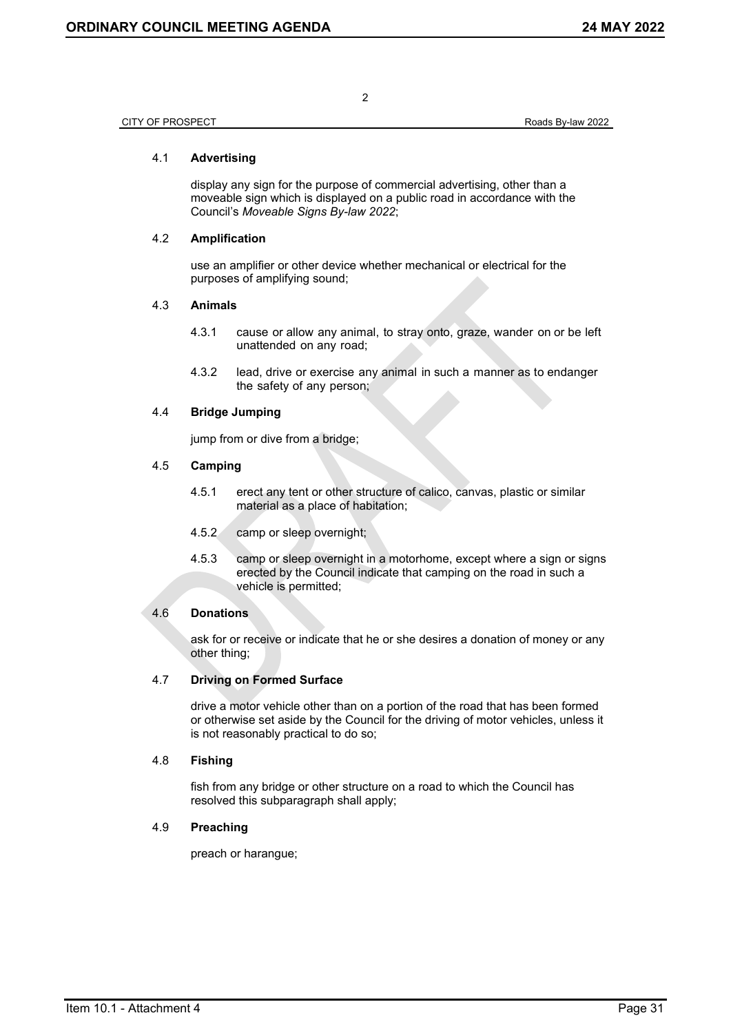### 4.1 **Advertising**

display any sign for the purpose of commercial advertising, other than a moveable sign which is displayed on a public road in accordance with the Council's *Moveable Signs By-law 2022*;

### 4.2 **Amplification**

use an amplifier or other device whether mechanical or electrical for the purposes of amplifying sound;

### 4.3 **Animals**

4.3.1 cause or allow any animal, to stray onto, graze, wander on or be left unattended on any road;

4.3.2 lead, drive or exercise any animal in such a manner as to endanger the safety of any person;

### 4.4 **Bridge Jumping**

jump from or dive from a bridge;

### 4.5 **Camping**

4.5.1 erect any tent or other structure of calico, canvas, plastic or similar material as a place of habitation;

4.5.2 camp or sleep overnight;

4.5.3 camp or sleep overnight in a motorhome, except where a sign or signs erected by the Council indicate that camping on the road in such a vehicle is permitted;

### 4.6 **Donations**

ask for or receive or indicate that he or she desires a donation of money or any other thing;

### 4.7 **Driving on Formed Surface**

drive a motor vehicle other than on a portion of the road that has been formed or otherwise set aside by the Council for the driving of motor vehicles, unless it is not reasonably practical to do so;

### 4.8 **Fishing**

fish from any bridge or other structure on a road to which the Council has resolved this subparagraph shall apply;

### 4.9 **Preaching**

preach or harangue;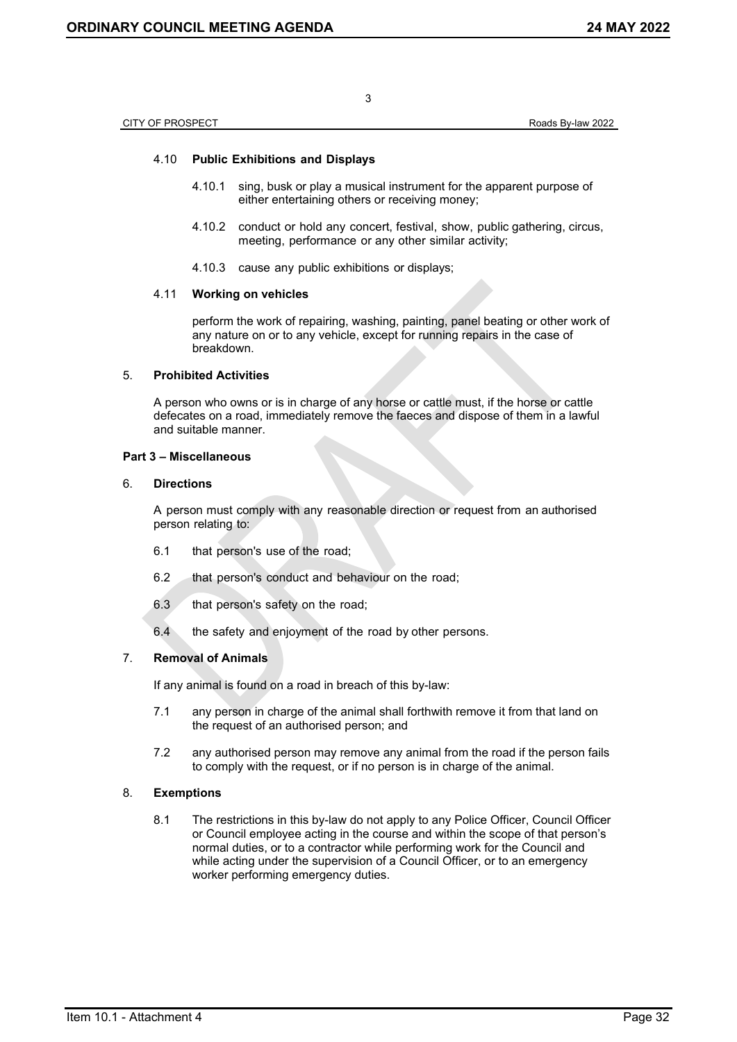4.10 **Public Exhibitions and Displays**

4.10.1 sing, busk or play a musical instrument for the apparent purpose of either entertaining others or receiving money;

4.10.2 conduct or hold any concert, festival, show, public gathering, circus, meeting, performance or any other similar activity;

4.10.3 cause any public exhibitions or displays;

4.11 **Working on vehicles**

perform the work of repairing, washing, painting, panel beating or other work of any nature on or to any vehicle, except for running repairs in the case of breakdown.

5. **Prohibited Activities**

A person who owns or is in charge of any horse or cattle must, if the horse or cattle defecates on a road, immediately remove the faeces and dispose of them in a lawful and suitable manner.

**Part 3 – Miscellaneous**

6. **Directions**

A person must comply with any reasonable direction or request from an authorised person relating to:

6.1 that person's use of the road;

6.2 that person's conduct and behaviour on the road;

6.3 that person's safety on the road;

6.4 the safety and enjoyment of the road by other persons.

7. **Removal of Animals**

If any animal is found on a road in breach of this by-law:

7.1 any person in charge of the animal shall forthwith remove it from that land on the request of an authorised person; and

7.2 any authorised person may remove any animal from the road if the person fails to comply with the request, or if no person is in charge of the animal.

8. **Exemptions**

8.1 The restrictions in this by-law do not apply to any Police Officer, Council Officer or Council employee acting in the course and within the scope of that person's normal duties, or to a contractor while performing work for the Council and while acting under the supervision of a Council Officer, or to an emergency worker performing emergency duties.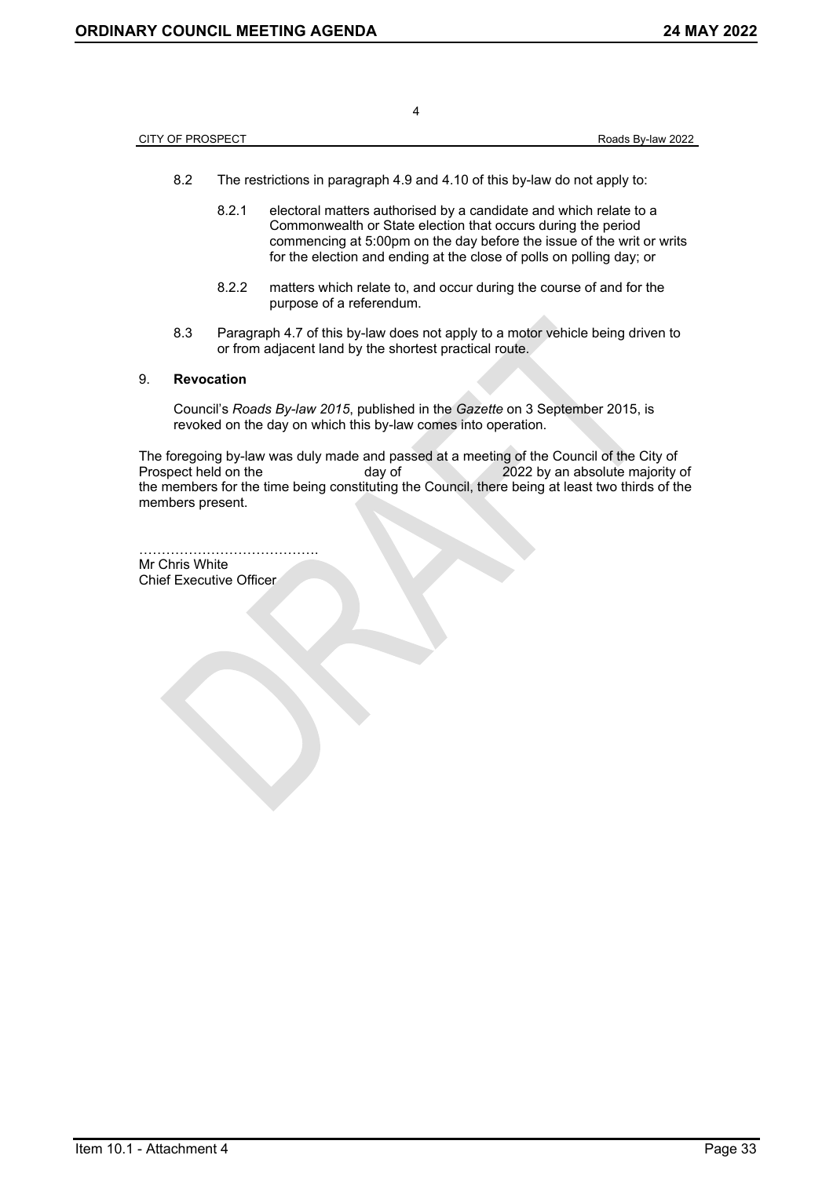8.2 The restrictions in paragraph 4.9 and 4.10 of this by-law do not apply to:

8.2.1 electoral matters authorised by a candidate and which relate to a Commonwealth or State election that occurs during the period commencing at 5:00pm on the day before the issue of the writ or writs for the election and ending at the close of polls on polling day; or

8.2.2 matters which relate to, and occur during the course of and for the purpose of a referendum.

8.3 Paragraph 4.7 of this by-law does not apply to a motor vehicle being driven to or from adjacent land by the shortest practical route.

9. **Revocation**

Council's *Roads By-law 2015*, published in the *Gazette* on 3 September 2015, is revoked on the day on which this by-law comes into operation.

The foregoing by-law was duly made and passed at a meeting of the Council of the City of Prospect held on the day of 2022 by an absolute majority of the members for the time being constituting the Council, there being at least two thirds of the members present.

…………………………………
Mr Chris White
Chief Executive Officer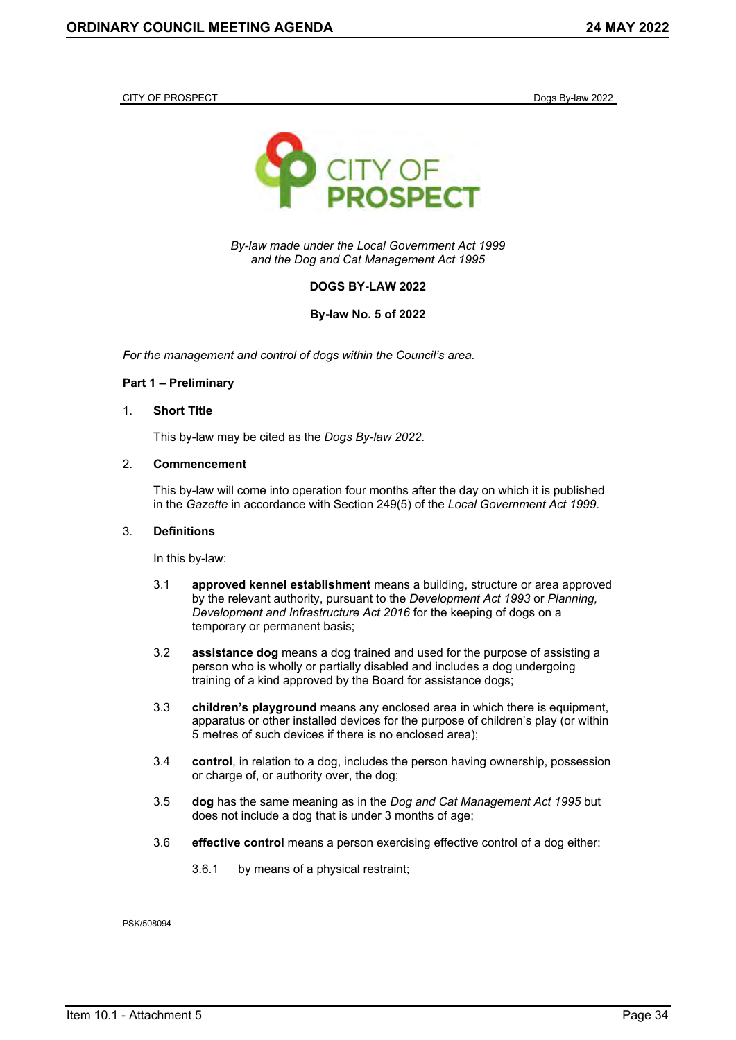*By-law made under the Local Government Act 1999*
*and the Dog and Cat Management Act 1995*

**DOGS BY-LAW 2022**

**By-law No. 5 of 2022**

*For the management and control of dogs within the Council's area.*

**Part 1 – Preliminary**

1. **Short Title**

   This by-law may be cited as the *Dogs By-law 2022*.

2. **Commencement**

   This by-law will come into operation four months after the day on which it is published in the *Gazette* in accordance with Section 249(5) of the *Local Government Act 1999*.

3. **Definitions**

   In this by-law:

   3.1 **approved kennel establishment** means a building, structure or area approved by the relevant authority, pursuant to the *Development Act 1993* or *Planning, Development and Infrastructure Act 2016* for the keeping of dogs on a temporary or permanent basis;

   3.2 **assistance dog** means a dog trained and used for the purpose of assisting a person who is wholly or partially disabled and includes a dog undergoing training of a kind approved by the Board for assistance dogs;

   3.3 **children's playground** means any enclosed area in which there is equipment, apparatus or other installed devices for the purpose of children's play (or within 5 metres of such devices if there is no enclosed area);

   3.4 **control**, in relation to a dog, includes the person having ownership, possession or charge of, or authority over, the dog;

   3.5 **dog** has the same meaning as in the *Dog and Cat Management Act 1995* but does not include a dog that is under 3 months of age;

   3.6 **effective control** means a person exercising effective control of a dog either:

      3.6.1 by means of a physical restraint;

PSK/508094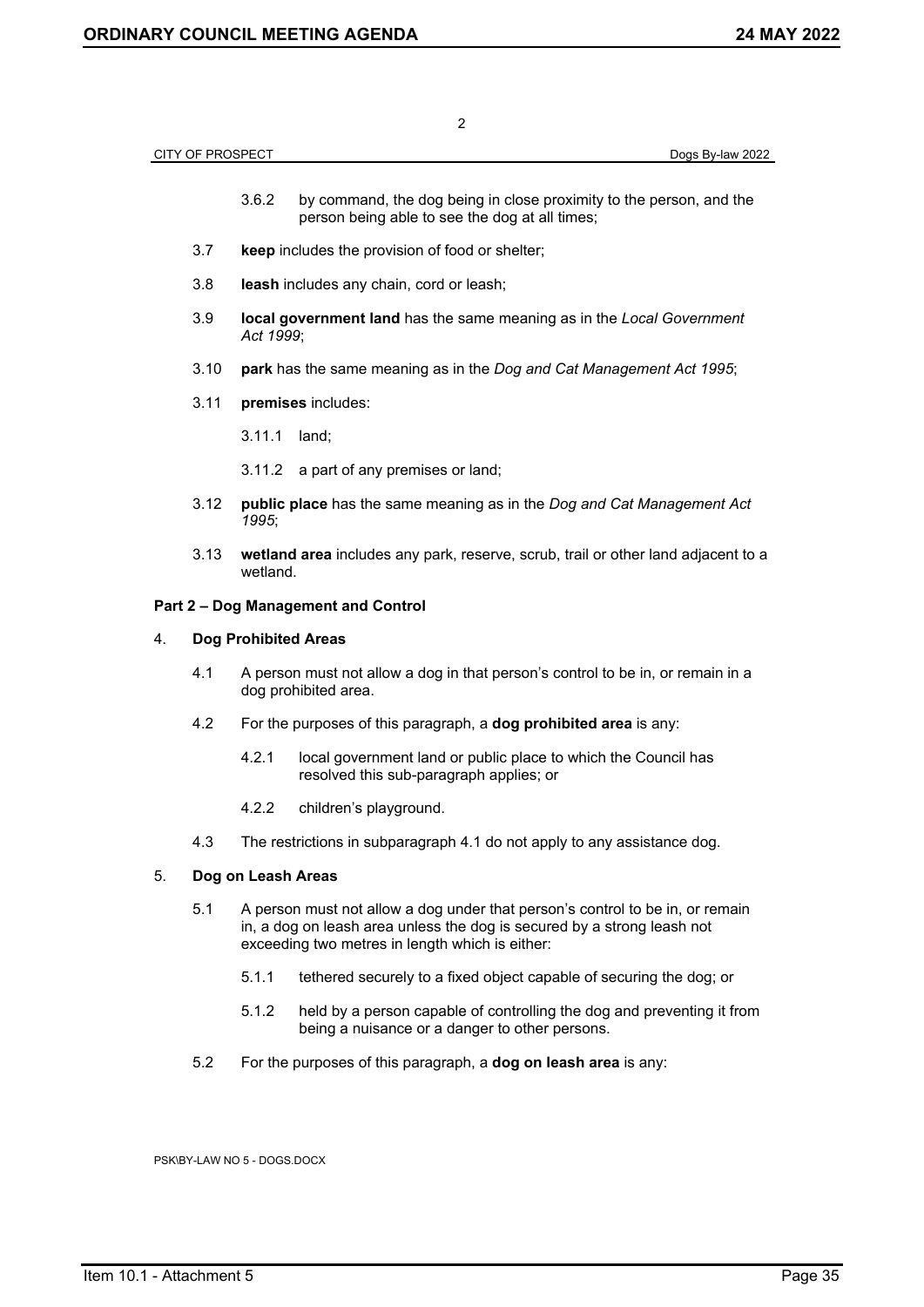3.6.2 by command, the dog being in close proximity to the person, and the person being able to see the dog at all times;

3.7 **keep** includes the provision of food or shelter;

3.8 **leash** includes any chain, cord or leash;

3.9 **local government land** has the same meaning as in the *Local Government Act 1999*;

3.10 **park** has the same meaning as in the *Dog and Cat Management Act 1995*;

3.11 **premises** includes:

3.11.1 land;

3.11.2 a part of any premises or land;

3.12 **public place** has the same meaning as in the *Dog and Cat Management Act 1995*;

3.13 **wetland area** includes any park, reserve, scrub, trail or other land adjacent to a wetland.

## Part 2 – Dog Management and Control

### 4. Dog Prohibited Areas

4.1 A person must not allow a dog in that person's control to be in, or remain in a dog prohibited area.

4.2 For the purposes of this paragraph, a **dog prohibited area** is any:

4.2.1 local government land or public place to which the Council has resolved this sub-paragraph applies; or

4.2.2 children's playground.

4.3 The restrictions in subparagraph 4.1 do not apply to any assistance dog.

### 5. Dog on Leash Areas

5.1 A person must not allow a dog under that person's control to be in, or remain in, a dog on leash area unless the dog is secured by a strong leash not exceeding two metres in length which is either:

5.1.1 tethered securely to a fixed object capable of securing the dog; or

5.1.2 held by a person capable of controlling the dog and preventing it from being a nuisance or a danger to other persons.

5.2 For the purposes of this paragraph, a **dog on leash area** is any:

PSK\BY-LAW NO 5 - DOGS.DOCX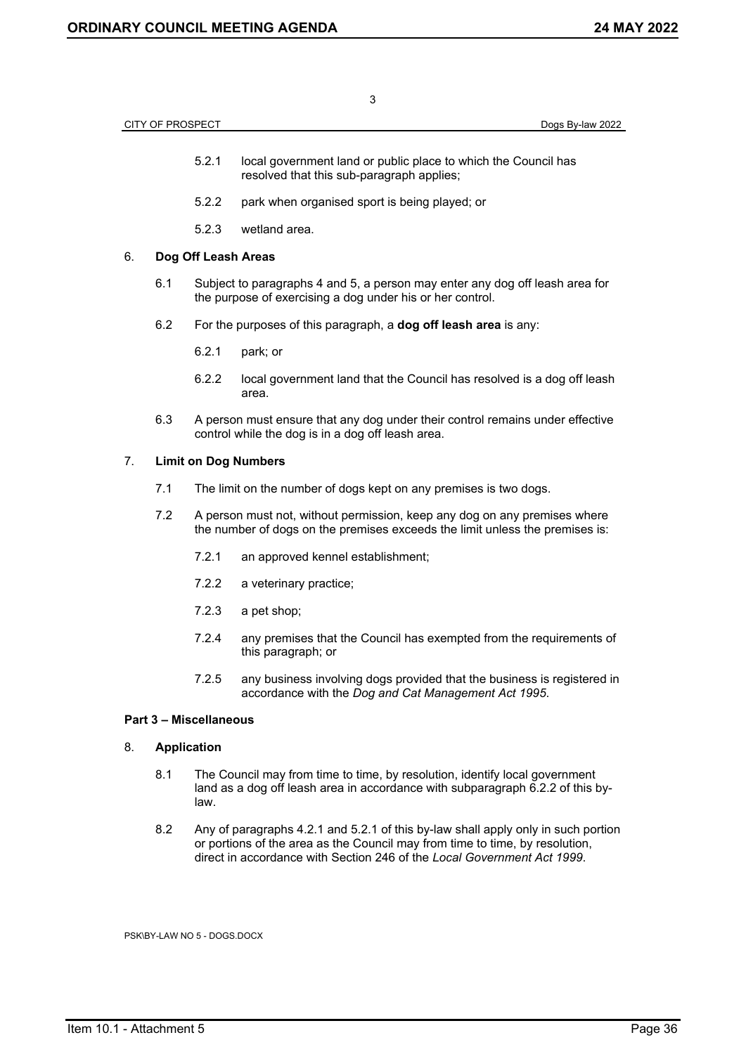5.2.1 local government land or public place to which the Council has resolved that this sub-paragraph applies;

5.2.2 park when organised sport is being played; or

5.2.3 wetland area.

6. **Dog Off Leash Areas**

6.1 Subject to paragraphs 4 and 5, a person may enter any dog off leash area for the purpose of exercising a dog under his or her control.

6.2 For the purposes of this paragraph, a **dog off leash area** is any:

6.2.1 park; or

6.2.2 local government land that the Council has resolved is a dog off leash area.

6.3 A person must ensure that any dog under their control remains under effective control while the dog is in a dog off leash area.

7. **Limit on Dog Numbers**

7.1 The limit on the number of dogs kept on any premises is two dogs.

7.2 A person must not, without permission, keep any dog on any premises where the number of dogs on the premises exceeds the limit unless the premises is:

7.2.1 an approved kennel establishment;

7.2.2 a veterinary practice;

7.2.3 a pet shop;

7.2.4 any premises that the Council has exempted from the requirements of this paragraph; or

7.2.5 any business involving dogs provided that the business is registered in accordance with the *Dog and Cat Management Act 1995*.

**Part 3 – Miscellaneous**

8. **Application**

8.1 The Council may from time to time, by resolution, identify local government land as a dog off leash area in accordance with subparagraph 6.2.2 of this by-law.

8.2 Any of paragraphs 4.2.1 and 5.2.1 of this by-law shall apply only in such portion or portions of the area as the Council may from time to time, by resolution, direct in accordance with Section 246 of the *Local Government Act 1999*.

PSK\BY-LAW NO 5 - DOGS.DOCX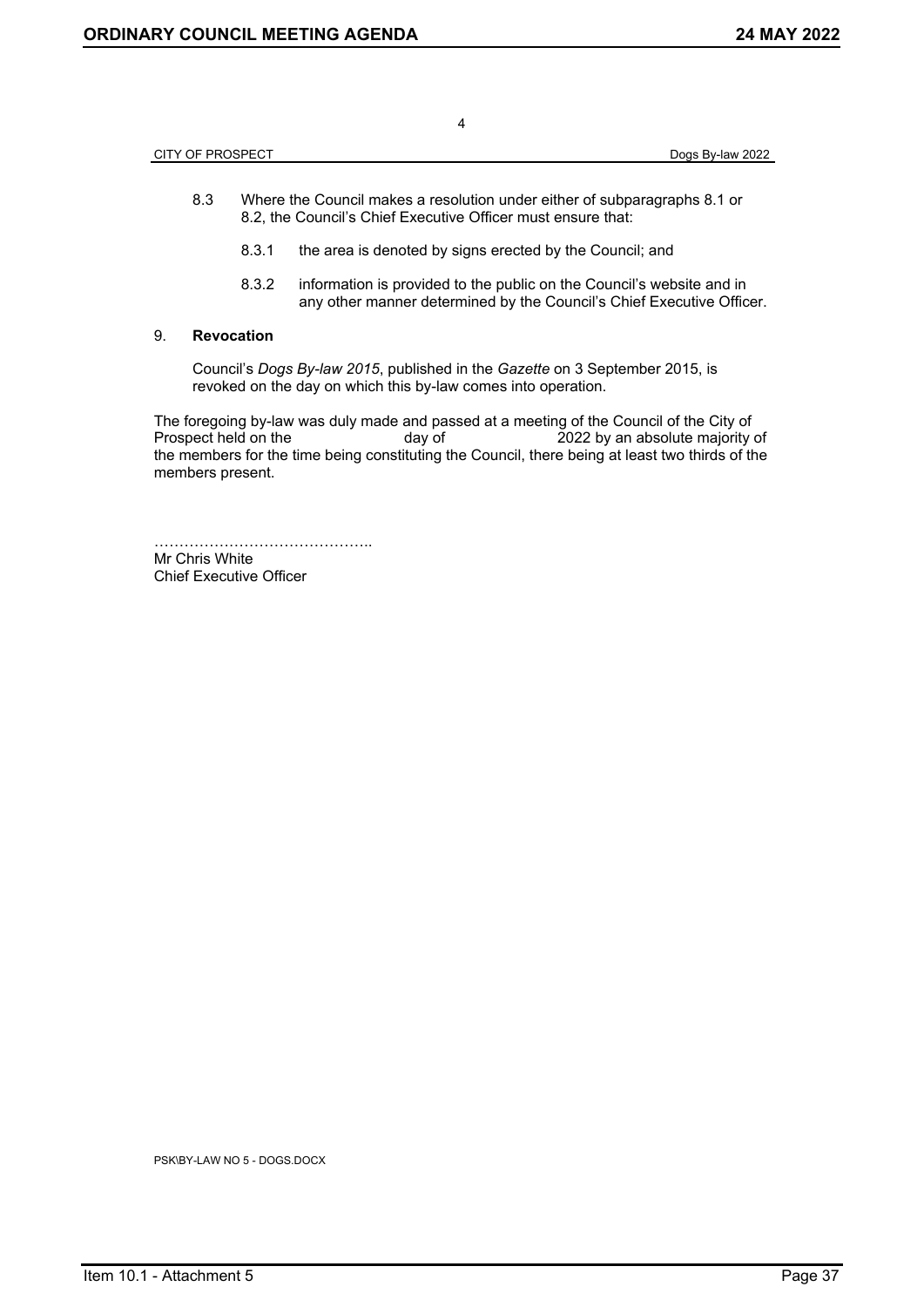8.3 Where the Council makes a resolution under either of subparagraphs 8.1 or 8.2, the Council's Chief Executive Officer must ensure that:

8.3.1 the area is denoted by signs erected by the Council; and

8.3.2 information is provided to the public on the Council's website and in any other manner determined by the Council's Chief Executive Officer.

9. **Revocation**

Council's *Dogs By-law 2015*, published in the *Gazette* on 3 September 2015, is revoked on the day on which this by-law comes into operation.

The foregoing by-law was duly made and passed at a meeting of the Council of the City of Prospect held on the day of 2022 by an absolute majority of the members for the time being constituting the Council, there being at least two thirds of the members present.

……………………………………..
Mr Chris White
Chief Executive Officer

PSK\BY-LAW NO 5 - DOGS.DOCX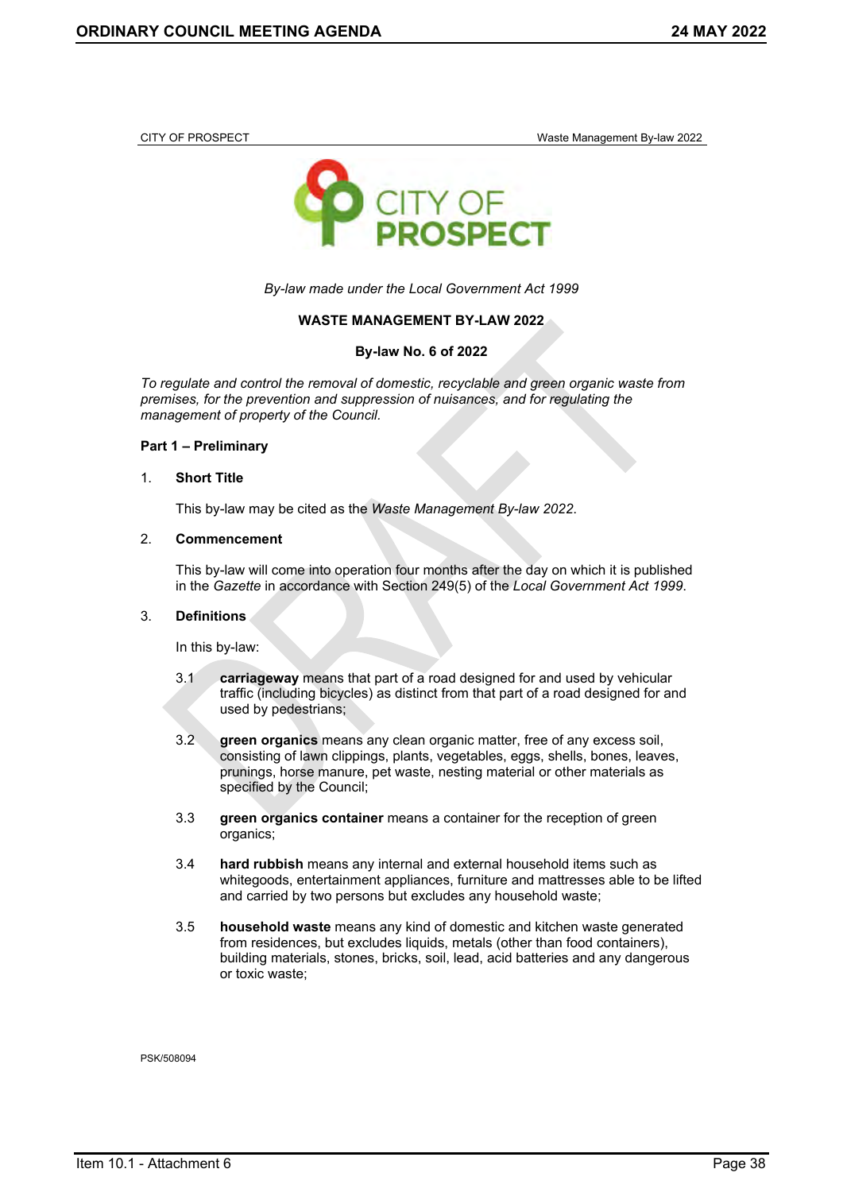CITY OF PROSPECT

*By-law made under the Local Government Act 1999*

**WASTE MANAGEMENT BY-LAW 2022**

**By-law No. 6 of 2022**

*To regulate and control the removal of domestic, recyclable and green organic waste from premises, for the prevention and suppression of nuisances, and for regulating the management of property of the Council.*

**Part 1 – Preliminary**

1. **Short Title**

   This by-law may be cited as the *Waste Management By-law 2022*.

2. **Commencement**

   This by-law will come into operation four months after the day on which it is published in the *Gazette* in accordance with Section 249(5) of the *Local Government Act 1999*.

3. **Definitions**

   In this by-law:

   3.1 **carriageway** means that part of a road designed for and used by vehicular traffic (including bicycles) as distinct from that part of a road designed for and used by pedestrians;

   3.2 **green organics** means any clean organic matter, free of any excess soil, consisting of lawn clippings, plants, vegetables, eggs, shells, bones, leaves, prunings, horse manure, pet waste, nesting material or other materials as specified by the Council;

   3.3 **green organics container** means a container for the reception of green organics;

   3.4 **hard rubbish** means any internal and external household items such as whitegoods, entertainment appliances, furniture and mattresses able to be lifted and carried by two persons but excludes any household waste;

   3.5 **household waste** means any kind of domestic and kitchen waste generated from residences, but excludes liquids, metals (other than food containers), building materials, stones, bricks, soil, lead, acid batteries and any dangerous or toxic waste;

PSK/508094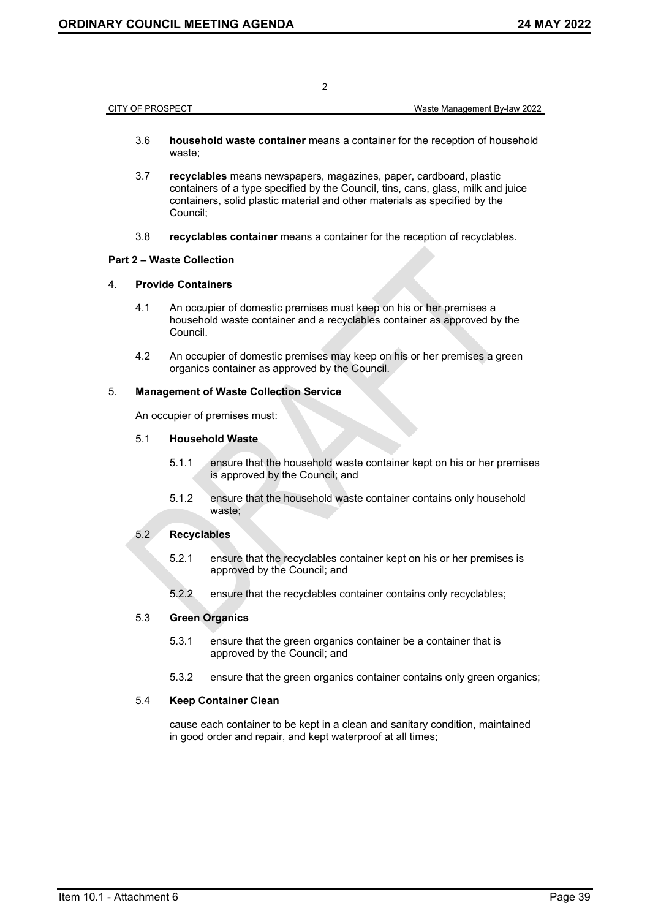3.6 **household waste container** means a container for the reception of household waste;

3.7 **recyclables** means newspapers, magazines, paper, cardboard, plastic containers of a type specified by the Council, tins, cans, glass, milk and juice containers, solid plastic material and other materials as specified by the Council;

3.8 **recyclables container** means a container for the reception of recyclables.

## Part 2 – Waste Collection

### 4. Provide Containers

4.1 An occupier of domestic premises must keep on his or her premises a household waste container and a recyclables container as approved by the Council.

4.2 An occupier of domestic premises may keep on his or her premises a green organics container as approved by the Council.

### 5. Management of Waste Collection Service

An occupier of premises must:

5.1 **Household Waste**

5.1.1 ensure that the household waste container kept on his or her premises is approved by the Council; and

5.1.2 ensure that the household waste container contains only household waste;

5.2 **Recyclables**

5.2.1 ensure that the recyclables container kept on his or her premises is approved by the Council; and

5.2.2 ensure that the recyclables container contains only recyclables;

5.3 **Green Organics**

5.3.1 ensure that the green organics container be a container that is approved by the Council; and

5.3.2 ensure that the green organics container contains only green organics;

5.4 **Keep Container Clean**

cause each container to be kept in a clean and sanitary condition, maintained in good order and repair, and kept waterproof at all times;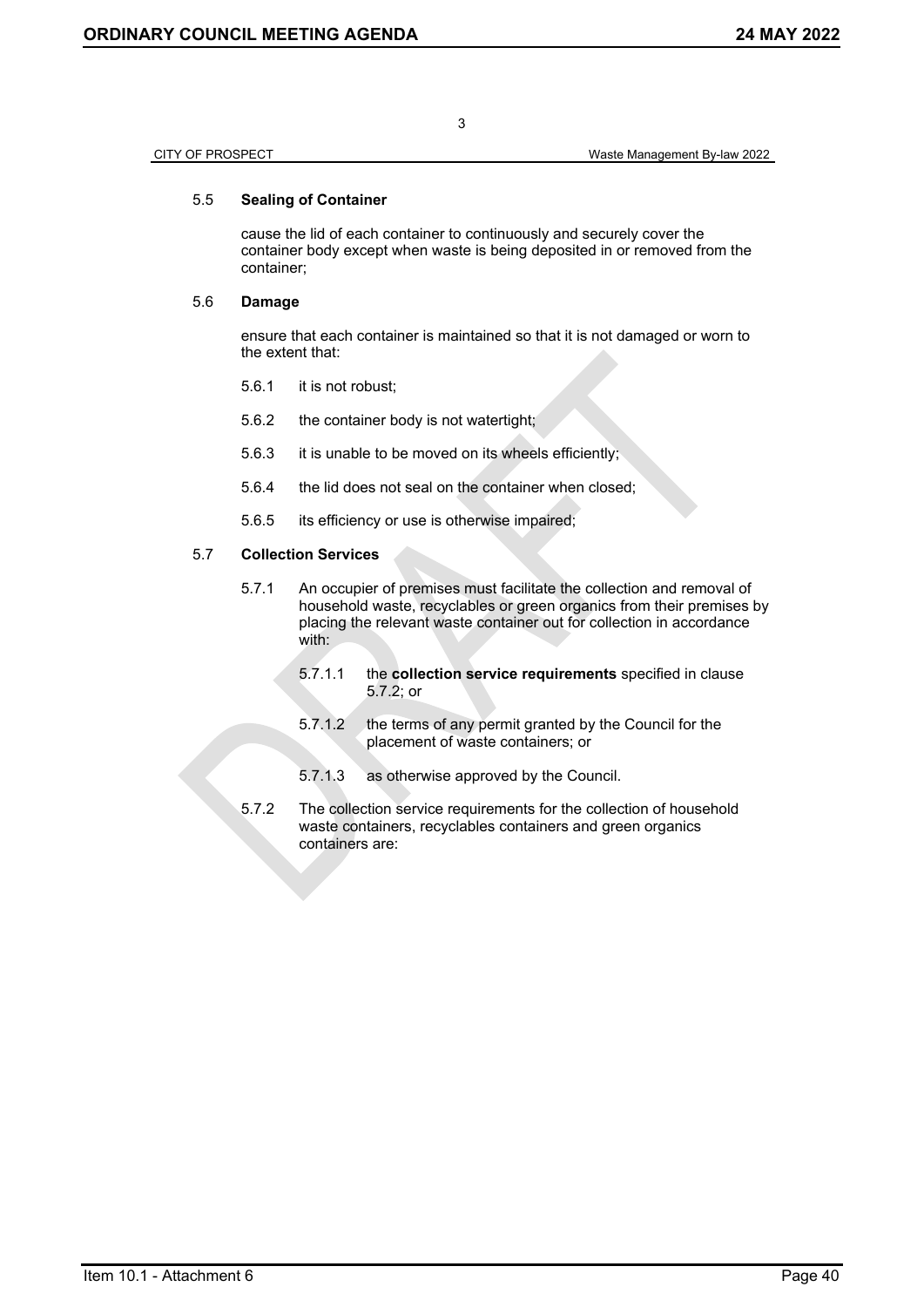5.5 **Sealing of Container**

cause the lid of each container to continuously and securely cover the container body except when waste is being deposited in or removed from the container;

5.6 **Damage**

ensure that each container is maintained so that it is not damaged or worn to the extent that:

5.6.1 it is not robust;

5.6.2 the container body is not watertight;

5.6.3 it is unable to be moved on its wheels efficiently;

5.6.4 the lid does not seal on the container when closed;

5.6.5 its efficiency or use is otherwise impaired;

5.7 **Collection Services**

5.7.1 An occupier of premises must facilitate the collection and removal of household waste, recyclables or green organics from their premises by placing the relevant waste container out for collection in accordance with:

5.7.1.1 the **collection service requirements** specified in clause 5.7.2; or

5.7.1.2 the terms of any permit granted by the Council for the placement of waste containers; or

5.7.1.3 as otherwise approved by the Council.

5.7.2 The collection service requirements for the collection of household waste containers, recyclables containers and green organics containers are: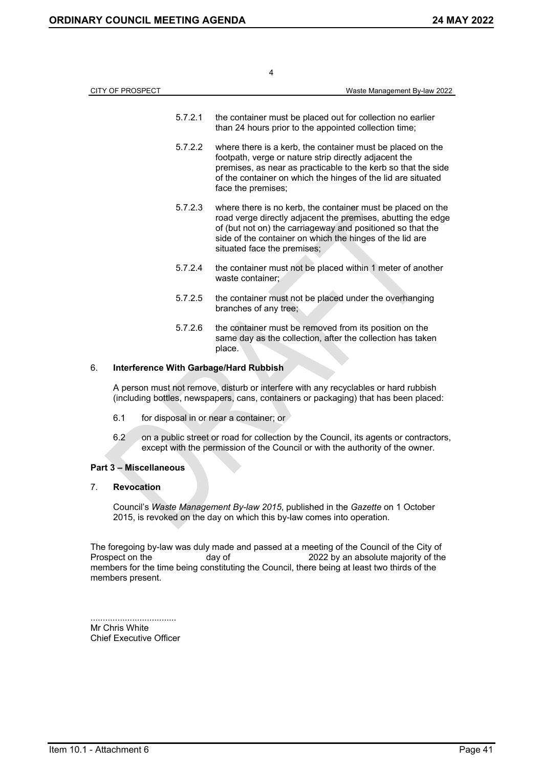5.7.2.1 the container must be placed out for collection no earlier than 24 hours prior to the appointed collection time;

5.7.2.2 where there is a kerb, the container must be placed on the footpath, verge or nature strip directly adjacent the premises, as near as practicable to the kerb so that the side of the container on which the hinges of the lid are situated face the premises;

5.7.2.3 where there is no kerb, the container must be placed on the road verge directly adjacent the premises, abutting the edge of (but not on) the carriageway and positioned so that the side of the container on which the hinges of the lid are situated face the premises;

5.7.2.4 the container must not be placed within 1 meter of another waste container;

5.7.2.5 the container must not be placed under the overhanging branches of any tree;

5.7.2.6 the container must be removed from its position on the same day as the collection, after the collection has taken place.

## 6. Interference With Garbage/Hard Rubbish

A person must not remove, disturb or interfere with any recyclables or hard rubbish (including bottles, newspapers, cans, containers or packaging) that has been placed:

6.1 for disposal in or near a container; or

6.2 on a public street or road for collection by the Council, its agents or contractors, except with the permission of the Council or with the authority of the owner.

## Part 3 – Miscellaneous

## 7. Revocation

Council's *Waste Management By-law 2015*, published in the *Gazette* on 1 October 2015, is revoked on the day on which this by-law comes into operation.

The foregoing by-law was duly made and passed at a meeting of the Council of the City of Prospect on the day of 2022 by an absolute majority of the members for the time being constituting the Council, there being at least two thirds of the members present.

..................................
Mr Chris White
Chief Executive Officer